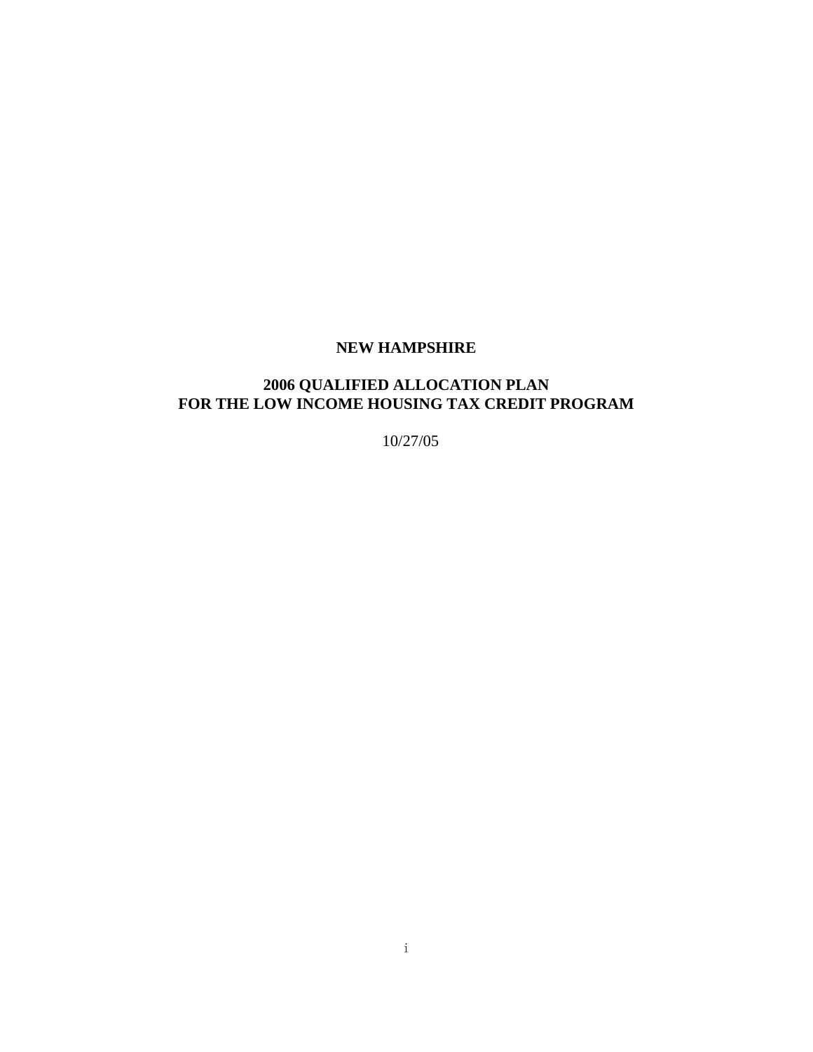# NEW HAMPSHIRE

## 2006 QUALIFIED ALLOCATION PLAN
## FOR THE LOW INCOME HOUSING TAX CREDIT PROGRAM

10/27/05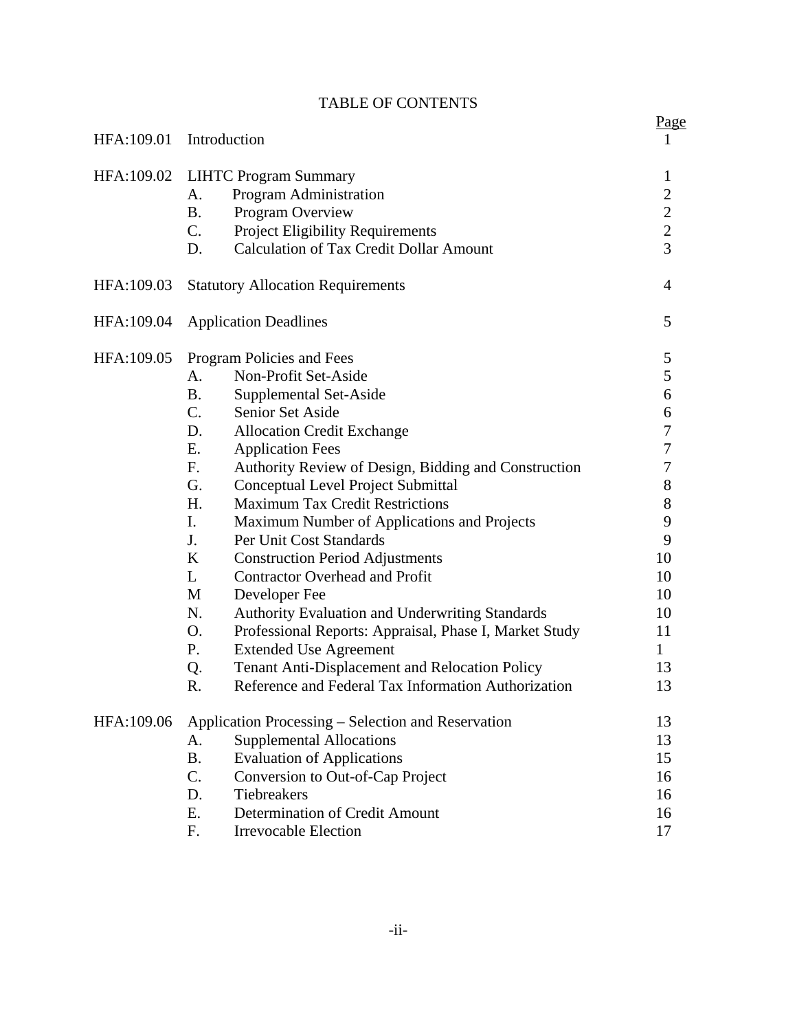# TABLE OF CONTENTS

| | | | Page |
|---|---|---|---|
| HFA:109.01 | Introduction | | 1 |
| HFA:109.02 | LIHTC Program Summary | | 1 |
| | A. | Program Administration | 2 |
| | B. | Program Overview | 2 |
| | C. | Project Eligibility Requirements | 2 |
| | D. | Calculation of Tax Credit Dollar Amount | 3 |
| HFA:109.03 | Statutory Allocation Requirements | | 4 |
| HFA:109.04 | Application Deadlines | | 5 |
| HFA:109.05 | Program Policies and Fees | | 5 |
| | A. | Non-Profit Set-Aside | 5 |
| | B. | Supplemental Set-Aside | 6 |
| | C. | Senior Set Aside | 6 |
| | D. | Allocation Credit Exchange | 7 |
| | E. | Application Fees | 7 |
| | F. | Authority Review of Design, Bidding and Construction | 7 |
| | G. | Conceptual Level Project Submittal | 8 |
| | H. | Maximum Tax Credit Restrictions | 8 |
| | I. | Maximum Number of Applications and Projects | 9 |
| | J. | Per Unit Cost Standards | 9 |
| | K | Construction Period Adjustments | 10 |
| | L | Contractor Overhead and Profit | 10 |
| | M | Developer Fee | 10 |
| | N. | Authority Evaluation and Underwriting Standards | 10 |
| | O. | Professional Reports: Appraisal, Phase I, Market Study | 11 |
| | P. | Extended Use Agreement | 1 |
| | Q. | Tenant Anti-Displacement and Relocation Policy | 13 |
| | R. | Reference and Federal Tax Information Authorization | 13 |
| HFA:109.06 | Application Processing – Selection and Reservation | | 13 |
| | A. | Supplemental Allocations | 13 |
| | B. | Evaluation of Applications | 15 |
| | C. | Conversion to Out-of-Cap Project | 16 |
| | D. | Tiebreakers | 16 |
| | E. | Determination of Credit Amount | 16 |
| | F. | Irrevocable Election | 17 |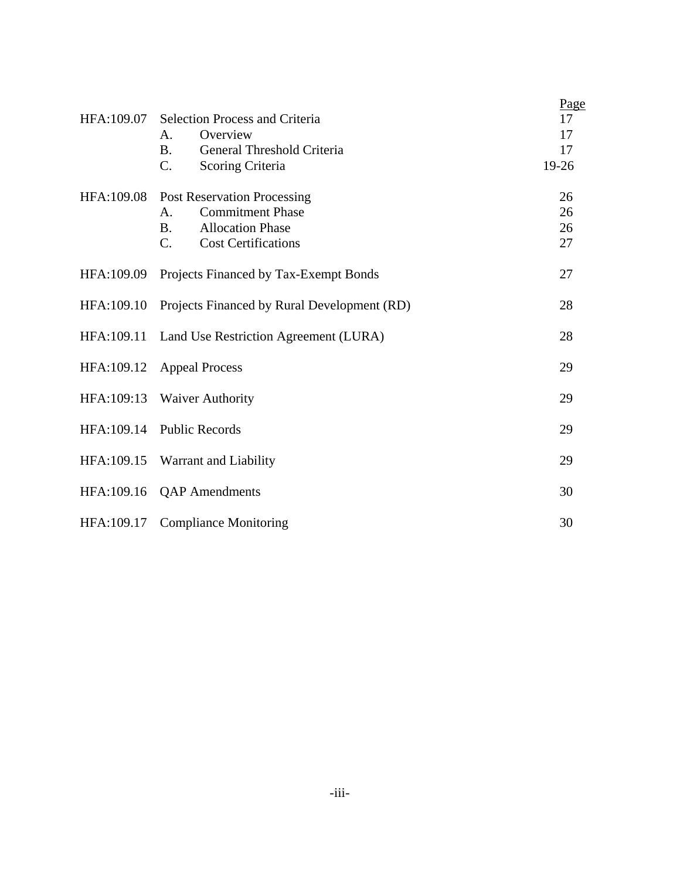| | | Page |
|---|---|---|
| HFA:109.07 | Selection Process and Criteria | 17 |
| | A. Overview | 17 |
| | B. General Threshold Criteria | 17 |
| | C. Scoring Criteria | 19-26 |
| HFA:109.08 | Post Reservation Processing | 26 |
| | A. Commitment Phase | 26 |
| | B. Allocation Phase | 26 |
| | C. Cost Certifications | 27 |
| HFA:109.09 | Projects Financed by Tax-Exempt Bonds | 27 |
| HFA:109.10 | Projects Financed by Rural Development (RD) | 28 |
| HFA:109.11 | Land Use Restriction Agreement (LURA) | 28 |
| HFA:109.12 | Appeal Process | 29 |
| HFA:109:13 | Waiver Authority | 29 |
| HFA:109.14 | Public Records | 29 |
| HFA:109.15 | Warrant and Liability | 29 |
| HFA:109.16 | QAP Amendments | 30 |
| HFA:109.17 | Compliance Monitoring | 30 |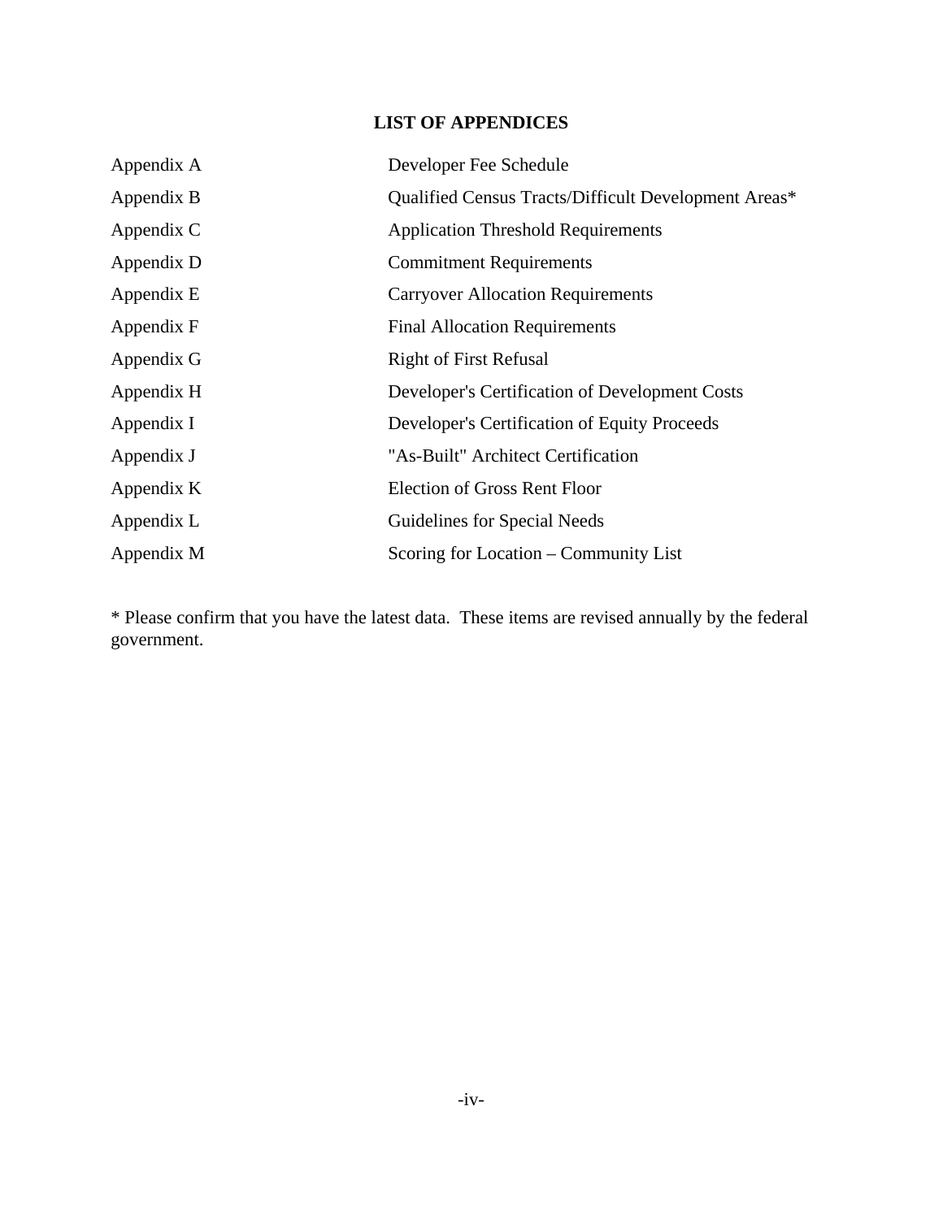## LIST OF APPENDICES

| | |
|---|---|
| Appendix A | Developer Fee Schedule |
| Appendix B | Qualified Census Tracts/Difficult Development Areas* |
| Appendix C | Application Threshold Requirements |
| Appendix D | Commitment Requirements |
| Appendix E | Carryover Allocation Requirements |
| Appendix F | Final Allocation Requirements |
| Appendix G | Right of First Refusal |
| Appendix H | Developer's Certification of Development Costs |
| Appendix I | Developer's Certification of Equity Proceeds |
| Appendix J | "As-Built" Architect Certification |
| Appendix K | Election of Gross Rent Floor |
| Appendix L | Guidelines for Special Needs |
| Appendix M | Scoring for Location – Community List |

* Please confirm that you have the latest data. These items are revised annually by the federal government.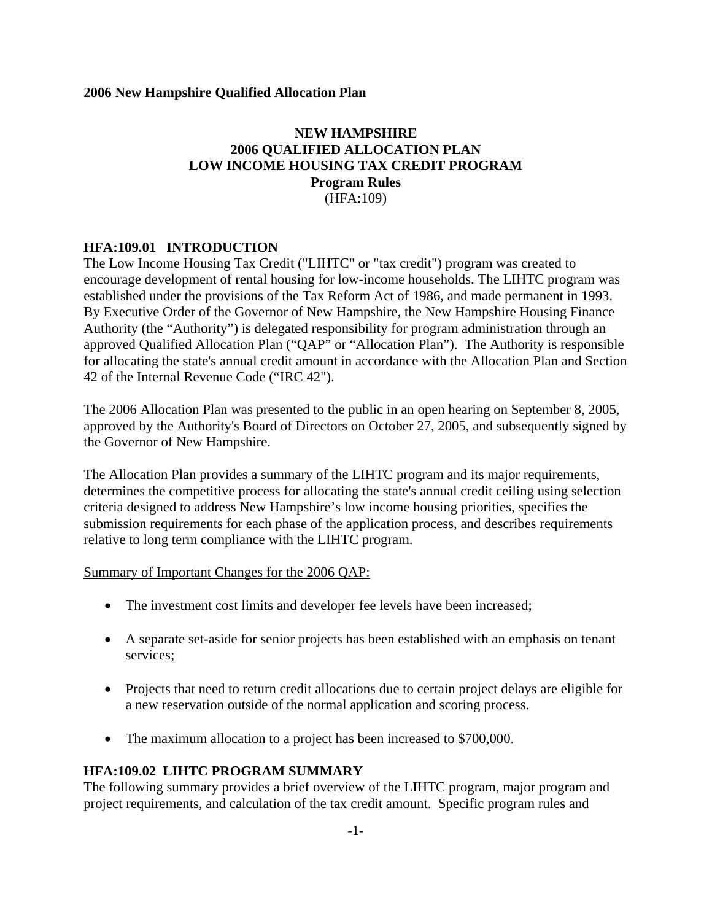**2006 New Hampshire Qualified Allocation Plan**

# NEW HAMPSHIRE
# 2006 QUALIFIED ALLOCATION PLAN
# LOW INCOME HOUSING TAX CREDIT PROGRAM
## Program Rules
(HFA:109)

### HFA:109.01 INTRODUCTION

The Low Income Housing Tax Credit ("LIHTC" or "tax credit") program was created to encourage development of rental housing for low-income households. The LIHTC program was established under the provisions of the Tax Reform Act of 1986, and made permanent in 1993. By Executive Order of the Governor of New Hampshire, the New Hampshire Housing Finance Authority (the "Authority") is delegated responsibility for program administration through an approved Qualified Allocation Plan ("QAP" or "Allocation Plan"). The Authority is responsible for allocating the state's annual credit amount in accordance with the Allocation Plan and Section 42 of the Internal Revenue Code ("IRC 42").

The 2006 Allocation Plan was presented to the public in an open hearing on September 8, 2005, approved by the Authority's Board of Directors on October 27, 2005, and subsequently signed by the Governor of New Hampshire.

The Allocation Plan provides a summary of the LIHTC program and its major requirements, determines the competitive process for allocating the state's annual credit ceiling using selection criteria designed to address New Hampshire's low income housing priorities, specifies the submission requirements for each phase of the application process, and describes requirements relative to long term compliance with the LIHTC program.

Summary of Important Changes for the 2006 QAP:

- The investment cost limits and developer fee levels have been increased;
- A separate set-aside for senior projects has been established with an emphasis on tenant services;
- Projects that need to return credit allocations due to certain project delays are eligible for a new reservation outside of the normal application and scoring process.
- The maximum allocation to a project has been increased to $700,000.

### HFA:109.02 LIHTC PROGRAM SUMMARY

The following summary provides a brief overview of the LIHTC program, major program and project requirements, and calculation of the tax credit amount. Specific program rules and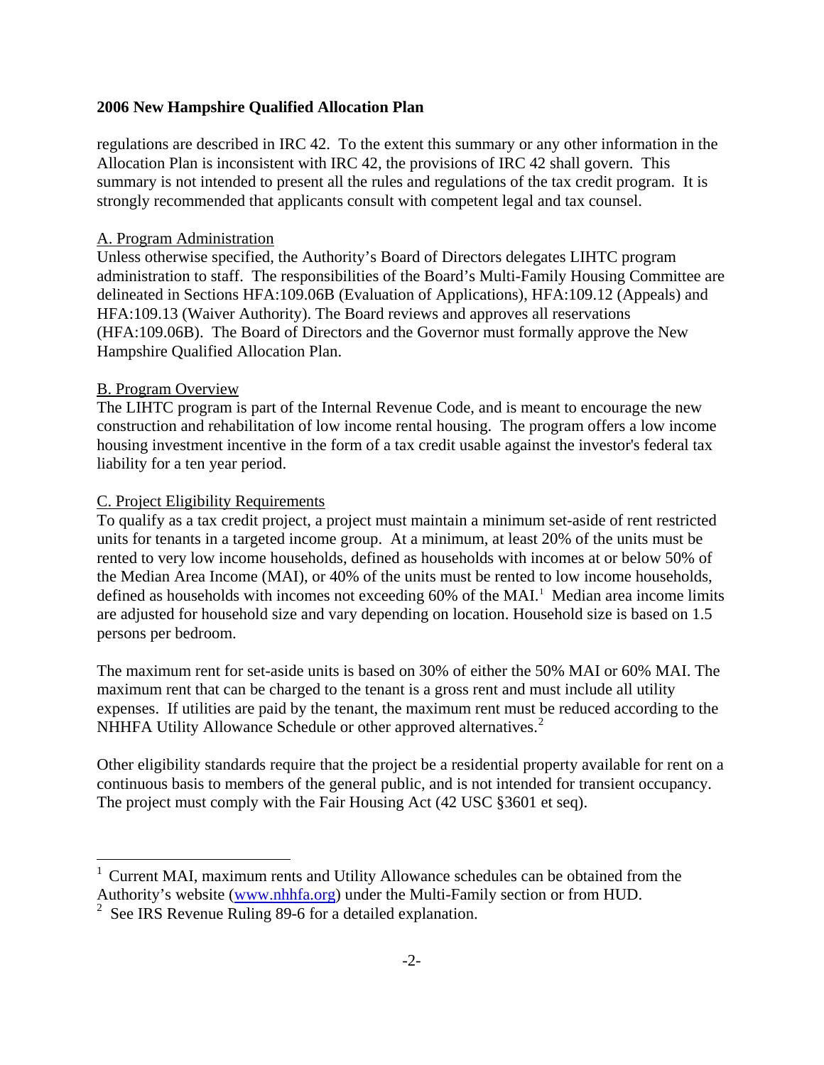regulations are described in IRC 42. To the extent this summary or any other information in the Allocation Plan is inconsistent with IRC 42, the provisions of IRC 42 shall govern. This summary is not intended to present all the rules and regulations of the tax credit program. It is strongly recommended that applicants consult with competent legal and tax counsel.

A. Program Administration

Unless otherwise specified, the Authority's Board of Directors delegates LIHTC program administration to staff. The responsibilities of the Board's Multi-Family Housing Committee are delineated in Sections HFA:109.06B (Evaluation of Applications), HFA:109.12 (Appeals) and HFA:109.13 (Waiver Authority). The Board reviews and approves all reservations (HFA:109.06B). The Board of Directors and the Governor must formally approve the New Hampshire Qualified Allocation Plan.

B. Program Overview

The LIHTC program is part of the Internal Revenue Code, and is meant to encourage the new construction and rehabilitation of low income rental housing. The program offers a low income housing investment incentive in the form of a tax credit usable against the investor's federal tax liability for a ten year period.

C. Project Eligibility Requirements

To qualify as a tax credit project, a project must maintain a minimum set-aside of rent restricted units for tenants in a targeted income group. At a minimum, at least 20% of the units must be rented to very low income households, defined as households with incomes at or below 50% of the Median Area Income (MAI), or 40% of the units must be rented to low income households, defined as households with incomes not exceeding 60% of the MAI.[1] Median area income limits are adjusted for household size and vary depending on location. Household size is based on 1.5 persons per bedroom.

The maximum rent for set-aside units is based on 30% of either the 50% MAI or 60% MAI. The maximum rent that can be charged to the tenant is a gross rent and must include all utility expenses. If utilities are paid by the tenant, the maximum rent must be reduced according to the NHHFA Utility Allowance Schedule or other approved alternatives.[2]

Other eligibility standards require that the project be a residential property available for rent on a continuous basis to members of the general public, and is not intended for transient occupancy. The project must comply with the Fair Housing Act (42 USC §3601 et seq).

---

[1] Current MAI, maximum rents and Utility Allowance schedules can be obtained from the Authority's website (www.nhhfa.org) under the Multi-Family section or from HUD.

[2] See IRS Revenue Ruling 89-6 for a detailed explanation.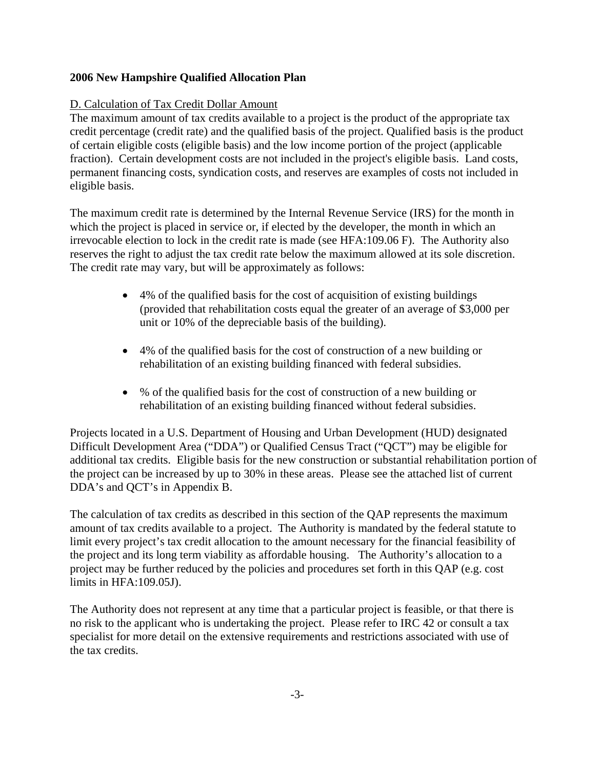**2006 New Hampshire Qualified Allocation Plan**

D. Calculation of Tax Credit Dollar Amount

The maximum amount of tax credits available to a project is the product of the appropriate tax credit percentage (credit rate) and the qualified basis of the project. Qualified basis is the product of certain eligible costs (eligible basis) and the low income portion of the project (applicable fraction). Certain development costs are not included in the project's eligible basis. Land costs, permanent financing costs, syndication costs, and reserves are examples of costs not included in eligible basis.

The maximum credit rate is determined by the Internal Revenue Service (IRS) for the month in which the project is placed in service or, if elected by the developer, the month in which an irrevocable election to lock in the credit rate is made (see HFA:109.06 F). The Authority also reserves the right to adjust the tax credit rate below the maximum allowed at its sole discretion. The credit rate may vary, but will be approximately as follows:

- 4% of the qualified basis for the cost of acquisition of existing buildings (provided that rehabilitation costs equal the greater of an average of $3,000 per unit or 10% of the depreciable basis of the building).
- 4% of the qualified basis for the cost of construction of a new building or rehabilitation of an existing building financed with federal subsidies.
- % of the qualified basis for the cost of construction of a new building or rehabilitation of an existing building financed without federal subsidies.

Projects located in a U.S. Department of Housing and Urban Development (HUD) designated Difficult Development Area ("DDA") or Qualified Census Tract ("QCT") may be eligible for additional tax credits. Eligible basis for the new construction or substantial rehabilitation portion of the project can be increased by up to 30% in these areas. Please see the attached list of current DDA's and QCT's in Appendix B.

The calculation of tax credits as described in this section of the QAP represents the maximum amount of tax credits available to a project. The Authority is mandated by the federal statute to limit every project's tax credit allocation to the amount necessary for the financial feasibility of the project and its long term viability as affordable housing. The Authority's allocation to a project may be further reduced by the policies and procedures set forth in this QAP (e.g. cost limits in HFA:109.05J).

The Authority does not represent at any time that a particular project is feasible, or that there is no risk to the applicant who is undertaking the project. Please refer to IRC 42 or consult a tax specialist for more detail on the extensive requirements and restrictions associated with use of the tax credits.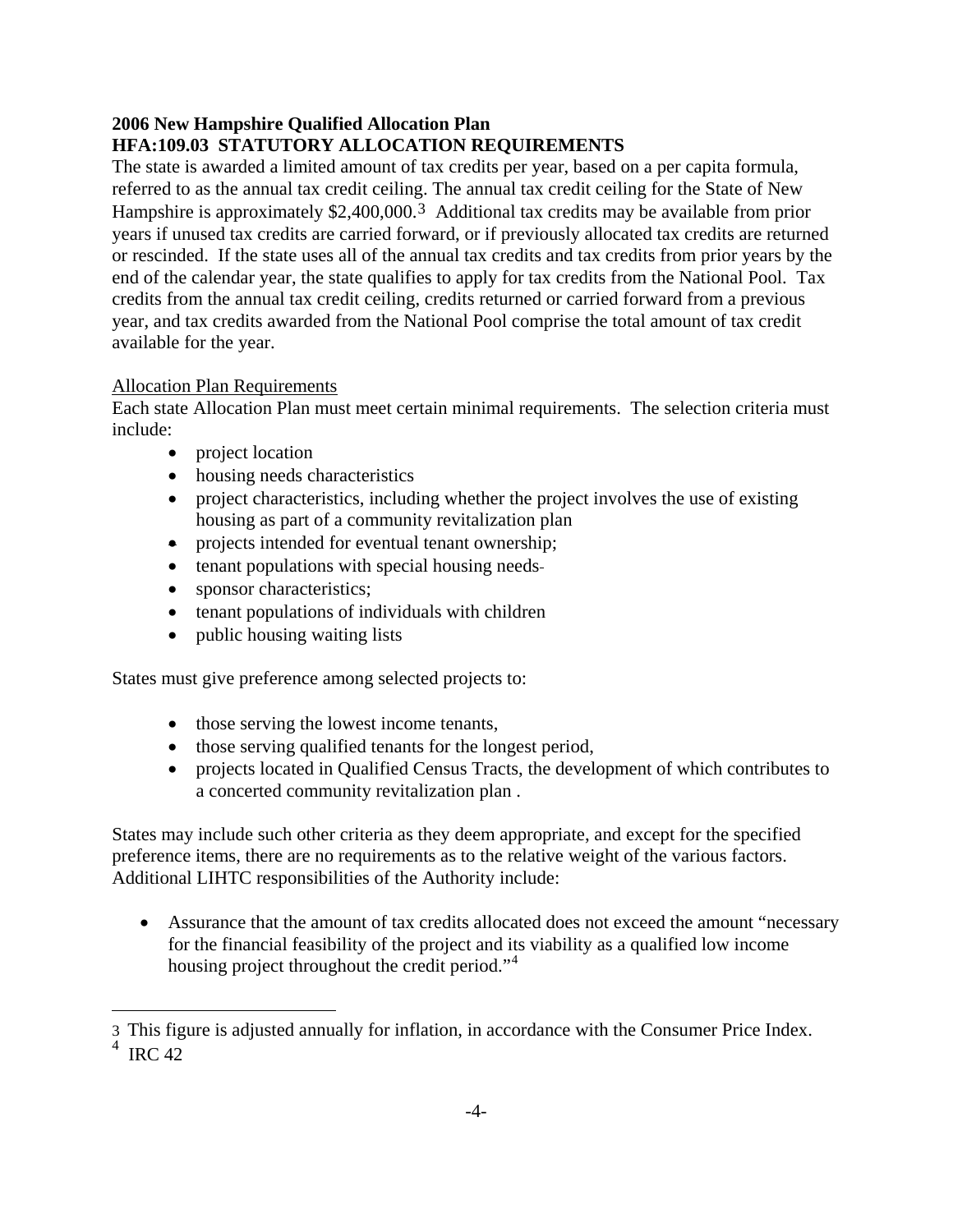**2006 New Hampshire Qualified Allocation Plan**
**HFA:109.03 STATUTORY ALLOCATION REQUIREMENTS**

The state is awarded a limited amount of tax credits per year, based on a per capita formula, referred to as the annual tax credit ceiling. The annual tax credit ceiling for the State of New Hampshire is approximately $2,400,000.[3] Additional tax credits may be available from prior years if unused tax credits are carried forward, or if previously allocated tax credits are returned or rescinded. If the state uses all of the annual tax credits and tax credits from prior years by the end of the calendar year, the state qualifies to apply for tax credits from the National Pool. Tax credits from the annual tax credit ceiling, credits returned or carried forward from a previous year, and tax credits awarded from the National Pool comprise the total amount of tax credit available for the year.

Allocation Plan Requirements

Each state Allocation Plan must meet certain minimal requirements. The selection criteria must include:

- project location
- housing needs characteristics
- project characteristics, including whether the project involves the use of existing housing as part of a community revitalization plan
- projects intended for eventual tenant ownership;
- tenant populations with special housing needs
- sponsor characteristics;
- tenant populations of individuals with children
- public housing waiting lists

States must give preference among selected projects to:

- those serving the lowest income tenants,
- those serving qualified tenants for the longest period,
- projects located in Qualified Census Tracts, the development of which contributes to a concerted community revitalization plan .

States may include such other criteria as they deem appropriate, and except for the specified preference items, there are no requirements as to the relative weight of the various factors. Additional LIHTC responsibilities of the Authority include:

- Assurance that the amount of tax credits allocated does not exceed the amount "necessary for the financial feasibility of the project and its viability as a qualified low income housing project throughout the credit period."[4]

---

[3] This figure is adjusted annually for inflation, in accordance with the Consumer Price Index.

[4] IRC 42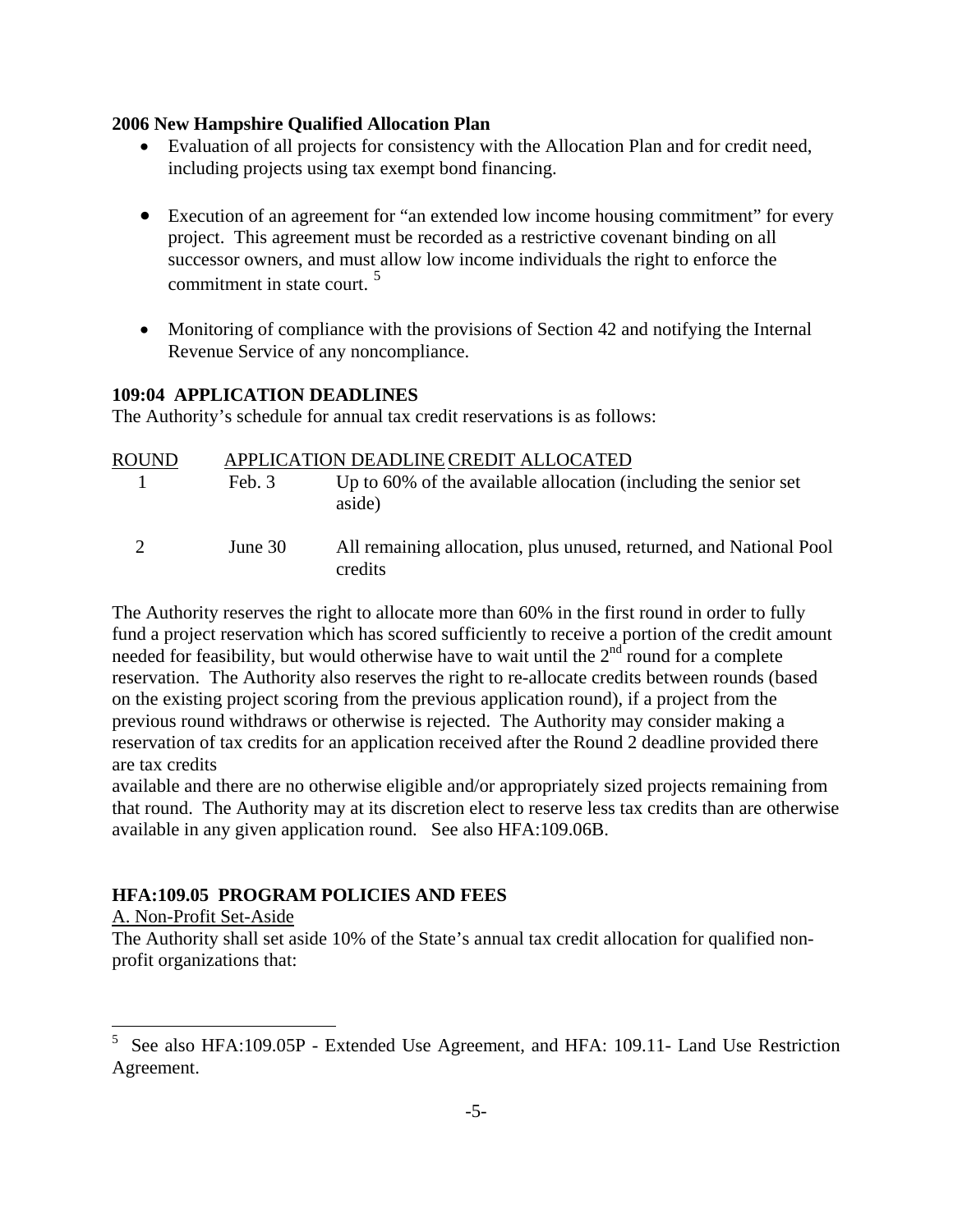**2006 New Hampshire Qualified Allocation Plan**

- Evaluation of all projects for consistency with the Allocation Plan and for credit need, including projects using tax exempt bond financing.
- Execution of an agreement for "an extended low income housing commitment" for every project. This agreement must be recorded as a restrictive covenant binding on all successor owners, and must allow low income individuals the right to enforce the commitment in state court. [5]
- Monitoring of compliance with the provisions of Section 42 and notifying the Internal Revenue Service of any noncompliance.

### 109:04 APPLICATION DEADLINES

The Authority's schedule for annual tax credit reservations is as follows:

| ROUND | APPLICATION DEADLINE | CREDIT ALLOCATED |
|---|---|---|
| 1 | Feb. 3 | Up to 60% of the available allocation (including the senior set aside) |
| 2 | June 30 | All remaining allocation, plus unused, returned, and National Pool credits |

The Authority reserves the right to allocate more than 60% in the first round in order to fully fund a project reservation which has scored sufficiently to receive a portion of the credit amount needed for feasibility, but would otherwise have to wait until the 2nd round for a complete reservation. The Authority also reserves the right to re-allocate credits between rounds (based on the existing project scoring from the previous application round), if a project from the previous round withdraws or otherwise is rejected. The Authority may consider making a reservation of tax credits for an application received after the Round 2 deadline provided there are tax credits available and there are no otherwise eligible and/or appropriately sized projects remaining from that round. The Authority may at its discretion elect to reserve less tax credits than are otherwise available in any given application round. See also HFA:109.06B.

### HFA:109.05 PROGRAM POLICIES AND FEES

A. Non-Profit Set-Aside

The Authority shall set aside 10% of the State's annual tax credit allocation for qualified non-profit organizations that:

[5] See also HFA:109.05P - Extended Use Agreement, and HFA: 109.11- Land Use Restriction Agreement.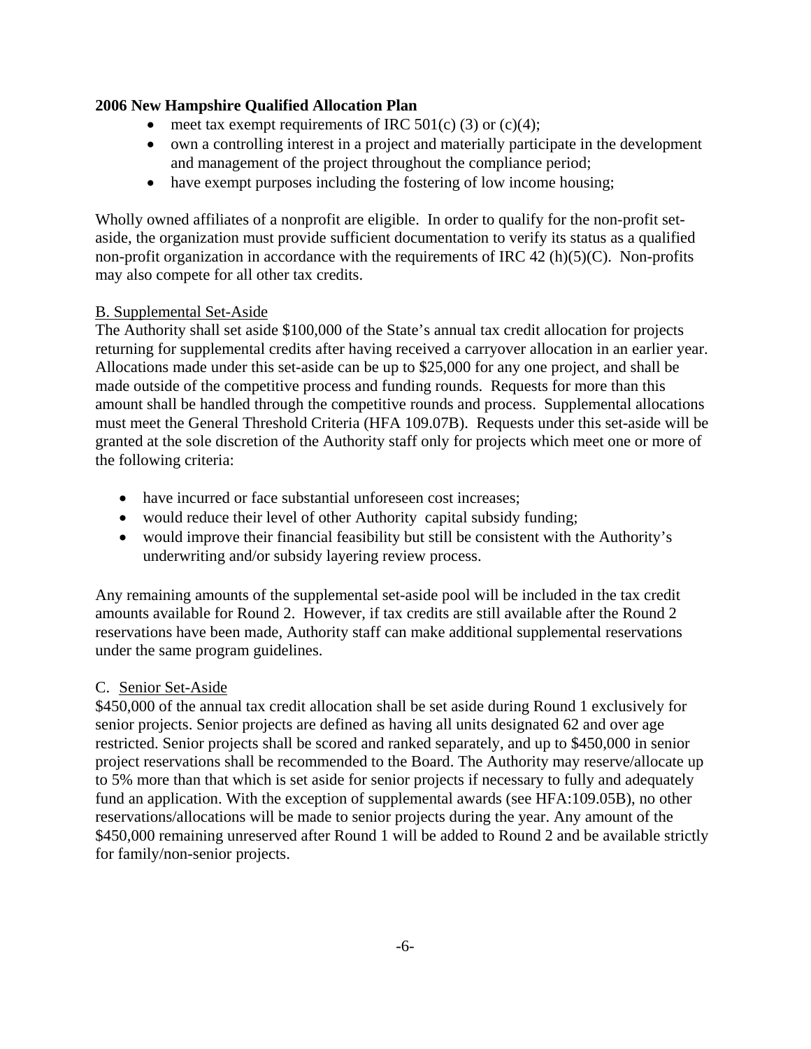- meet tax exempt requirements of IRC 501(c) (3) or (c)(4);
- own a controlling interest in a project and materially participate in the development and management of the project throughout the compliance period;
- have exempt purposes including the fostering of low income housing;

Wholly owned affiliates of a nonprofit are eligible. In order to qualify for the non-profit set-aside, the organization must provide sufficient documentation to verify its status as a qualified non-profit organization in accordance with the requirements of IRC 42 (h)(5)(C). Non-profits may also compete for all other tax credits.

B. Supplemental Set-Aside

The Authority shall set aside $100,000 of the State's annual tax credit allocation for projects returning for supplemental credits after having received a carryover allocation in an earlier year. Allocations made under this set-aside can be up to $25,000 for any one project, and shall be made outside of the competitive process and funding rounds. Requests for more than this amount shall be handled through the competitive rounds and process. Supplemental allocations must meet the General Threshold Criteria (HFA 109.07B). Requests under this set-aside will be granted at the sole discretion of the Authority staff only for projects which meet one or more of the following criteria:

- have incurred or face substantial unforeseen cost increases;
- would reduce their level of other Authority capital subsidy funding;
- would improve their financial feasibility but still be consistent with the Authority's underwriting and/or subsidy layering review process.

Any remaining amounts of the supplemental set-aside pool will be included in the tax credit amounts available for Round 2. However, if tax credits are still available after the Round 2 reservations have been made, Authority staff can make additional supplemental reservations under the same program guidelines.

C. Senior Set-Aside

$450,000 of the annual tax credit allocation shall be set aside during Round 1 exclusively for senior projects. Senior projects are defined as having all units designated 62 and over age restricted. Senior projects shall be scored and ranked separately, and up to $450,000 in senior project reservations shall be recommended to the Board. The Authority may reserve/allocate up to 5% more than that which is set aside for senior projects if necessary to fully and adequately fund an application. With the exception of supplemental awards (see HFA:109.05B), no other reservations/allocations will be made to senior projects during the year. Any amount of the $450,000 remaining unreserved after Round 1 will be added to Round 2 and be available strictly for family/non-senior projects.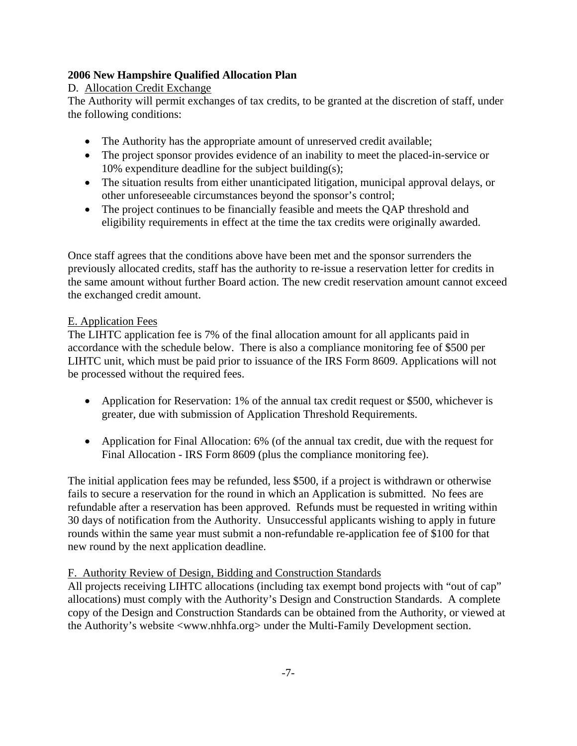**2006 New Hampshire Qualified Allocation Plan**

D. Allocation Credit Exchange

The Authority will permit exchanges of tax credits, to be granted at the discretion of staff, under the following conditions:

- The Authority has the appropriate amount of unreserved credit available;
- The project sponsor provides evidence of an inability to meet the placed-in-service or 10% expenditure deadline for the subject building(s);
- The situation results from either unanticipated litigation, municipal approval delays, or other unforeseeable circumstances beyond the sponsor's control;
- The project continues to be financially feasible and meets the QAP threshold and eligibility requirements in effect at the time the tax credits were originally awarded.

Once staff agrees that the conditions above have been met and the sponsor surrenders the previously allocated credits, staff has the authority to re-issue a reservation letter for credits in the same amount without further Board action. The new credit reservation amount cannot exceed the exchanged credit amount.

E. Application Fees

The LIHTC application fee is 7% of the final allocation amount for all applicants paid in accordance with the schedule below. There is also a compliance monitoring fee of $500 per LIHTC unit, which must be paid prior to issuance of the IRS Form 8609. Applications will not be processed without the required fees.

- Application for Reservation: 1% of the annual tax credit request or $500, whichever is greater, due with submission of Application Threshold Requirements.

- Application for Final Allocation: 6% (of the annual tax credit, due with the request for Final Allocation - IRS Form 8609 (plus the compliance monitoring fee).

The initial application fees may be refunded, less $500, if a project is withdrawn or otherwise fails to secure a reservation for the round in which an Application is submitted. No fees are refundable after a reservation has been approved. Refunds must be requested in writing within 30 days of notification from the Authority. Unsuccessful applicants wishing to apply in future rounds within the same year must submit a non-refundable re-application fee of $100 for that new round by the next application deadline.

F. Authority Review of Design, Bidding and Construction Standards

All projects receiving LIHTC allocations (including tax exempt bond projects with "out of cap" allocations) must comply with the Authority's Design and Construction Standards. A complete copy of the Design and Construction Standards can be obtained from the Authority, or viewed at the Authority's website <www.nhhfa.org> under the Multi-Family Development section.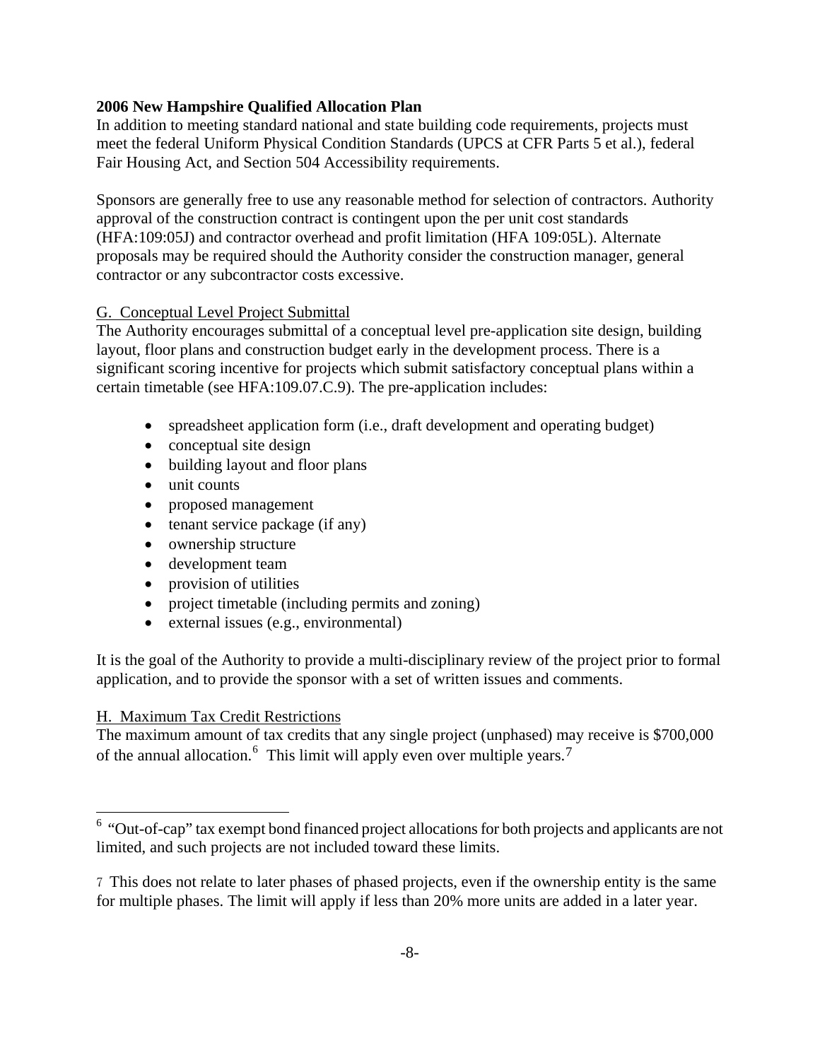In addition to meeting standard national and state building code requirements, projects must meet the federal Uniform Physical Condition Standards (UPCS at CFR Parts 5 et al.), federal Fair Housing Act, and Section 504 Accessibility requirements.

Sponsors are generally free to use any reasonable method for selection of contractors. Authority approval of the construction contract is contingent upon the per unit cost standards (HFA:109:05J) and contractor overhead and profit limitation (HFA 109:05L). Alternate proposals may be required should the Authority consider the construction manager, general contractor or any subcontractor costs excessive.

G. Conceptual Level Project Submittal

The Authority encourages submittal of a conceptual level pre-application site design, building layout, floor plans and construction budget early in the development process. There is a significant scoring incentive for projects which submit satisfactory conceptual plans within a certain timetable (see HFA:109.07.C.9). The pre-application includes:

- spreadsheet application form (i.e., draft development and operating budget)
- conceptual site design
- building layout and floor plans
- unit counts
- proposed management
- tenant service package (if any)
- ownership structure
- development team
- provision of utilities
- project timetable (including permits and zoning)
- external issues (e.g., environmental)

It is the goal of the Authority to provide a multi-disciplinary review of the project prior to formal application, and to provide the sponsor with a set of written issues and comments.

H. Maximum Tax Credit Restrictions

The maximum amount of tax credits that any single project (unphased) may receive is $700,000 of the annual allocation.[6] This limit will apply even over multiple years.[7]

[6] "Out-of-cap" tax exempt bond financed project allocations for both projects and applicants are not limited, and such projects are not included toward these limits.

[7] This does not relate to later phases of phased projects, even if the ownership entity is the same for multiple phases. The limit will apply if less than 20% more units are added in a later year.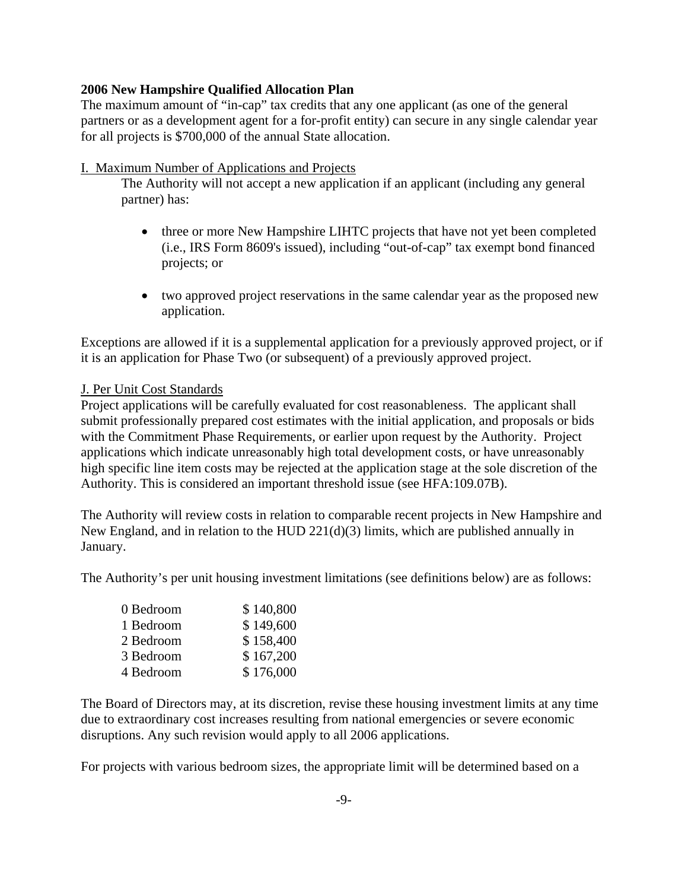**2006 New Hampshire Qualified Allocation Plan**

The maximum amount of "in-cap" tax credits that any one applicant (as one of the general partners or as a development agent for a for-profit entity) can secure in any single calendar year for all projects is $700,000 of the annual State allocation.

I. Maximum Number of Applications and Projects

The Authority will not accept a new application if an applicant (including any general partner) has:

- three or more New Hampshire LIHTC projects that have not yet been completed (i.e., IRS Form 8609's issued), including "out-of-cap" tax exempt bond financed projects; or
- two approved project reservations in the same calendar year as the proposed new application.

Exceptions are allowed if it is a supplemental application for a previously approved project, or if it is an application for Phase Two (or subsequent) of a previously approved project.

J. Per Unit Cost Standards

Project applications will be carefully evaluated for cost reasonableness. The applicant shall submit professionally prepared cost estimates with the initial application, and proposals or bids with the Commitment Phase Requirements, or earlier upon request by the Authority. Project applications which indicate unreasonably high total development costs, or have unreasonably high specific line item costs may be rejected at the application stage at the sole discretion of the Authority. This is considered an important threshold issue (see HFA:109.07B).

The Authority will review costs in relation to comparable recent projects in New Hampshire and New England, and in relation to the HUD 221(d)(3) limits, which are published annually in January.

The Authority's per unit housing investment limitations (see definitions below) are as follows:

| | |
|---|---|
| 0 Bedroom | $ 140,800 |
| 1 Bedroom | $ 149,600 |
| 2 Bedroom | $ 158,400 |
| 3 Bedroom | $ 167,200 |
| 4 Bedroom | $ 176,000 |

The Board of Directors may, at its discretion, revise these housing investment limits at any time due to extraordinary cost increases resulting from national emergencies or severe economic disruptions. Any such revision would apply to all 2006 applications.

For projects with various bedroom sizes, the appropriate limit will be determined based on a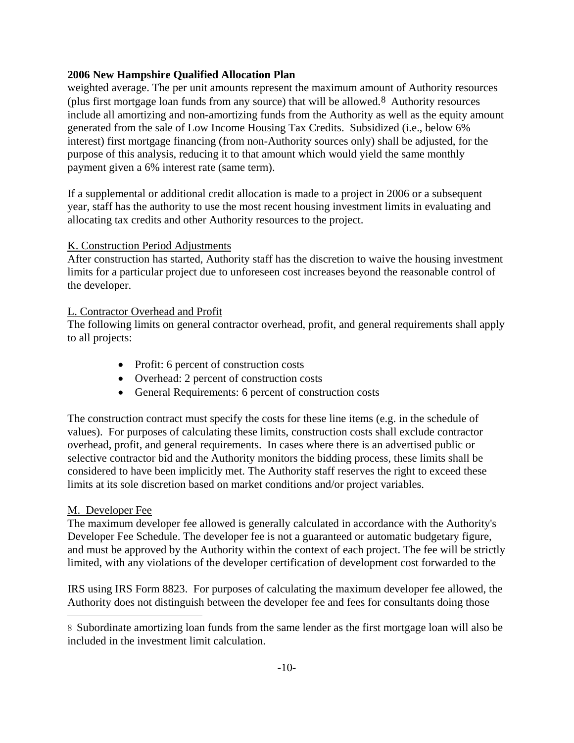weighted average. The per unit amounts represent the maximum amount of Authority resources (plus first mortgage loan funds from any source) that will be allowed.[8] Authority resources include all amortizing and non-amortizing funds from the Authority as well as the equity amount generated from the sale of Low Income Housing Tax Credits. Subsidized (i.e., below 6% interest) first mortgage financing (from non-Authority sources only) shall be adjusted, for the purpose of this analysis, reducing it to that amount which would yield the same monthly payment given a 6% interest rate (same term).

If a supplemental or additional credit allocation is made to a project in 2006 or a subsequent year, staff has the authority to use the most recent housing investment limits in evaluating and allocating tax credits and other Authority resources to the project.

K. Construction Period Adjustments

After construction has started, Authority staff has the discretion to waive the housing investment limits for a particular project due to unforeseen cost increases beyond the reasonable control of the developer.

L. Contractor Overhead and Profit

The following limits on general contractor overhead, profit, and general requirements shall apply to all projects:

- Profit: 6 percent of construction costs
- Overhead: 2 percent of construction costs
- General Requirements: 6 percent of construction costs

The construction contract must specify the costs for these line items (e.g. in the schedule of values). For purposes of calculating these limits, construction costs shall exclude contractor overhead, profit, and general requirements. In cases where there is an advertised public or selective contractor bid and the Authority monitors the bidding process, these limits shall be considered to have been implicitly met. The Authority staff reserves the right to exceed these limits at its sole discretion based on market conditions and/or project variables.

M. Developer Fee

The maximum developer fee allowed is generally calculated in accordance with the Authority's Developer Fee Schedule. The developer fee is not a guaranteed or automatic budgetary figure, and must be approved by the Authority within the context of each project. The fee will be strictly limited, with any violations of the developer certification of development cost forwarded to the IRS using IRS Form 8823. For purposes of calculating the maximum developer fee allowed, the Authority does not distinguish between the developer fee and fees for consultants doing those

[8] Subordinate amortizing loan funds from the same lender as the first mortgage loan will also be included in the investment limit calculation.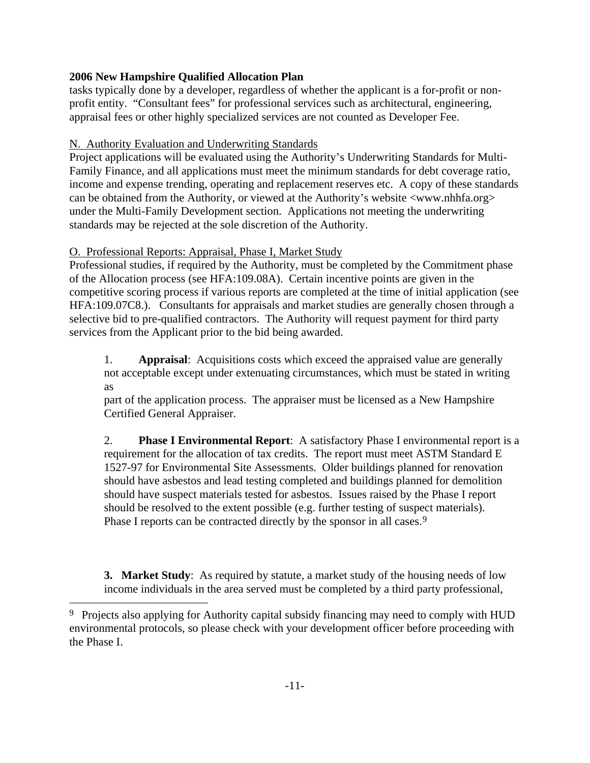tasks typically done by a developer, regardless of whether the applicant is a for-profit or non-profit entity. "Consultant fees" for professional services such as architectural, engineering, appraisal fees or other highly specialized services are not counted as Developer Fee.

N. Authority Evaluation and Underwriting Standards

Project applications will be evaluated using the Authority's Underwriting Standards for Multi-Family Finance, and all applications must meet the minimum standards for debt coverage ratio, income and expense trending, operating and replacement reserves etc. A copy of these standards can be obtained from the Authority, or viewed at the Authority's website <www.nhhfa.org> under the Multi-Family Development section. Applications not meeting the underwriting standards may be rejected at the sole discretion of the Authority.

O. Professional Reports: Appraisal, Phase I, Market Study

Professional studies, if required by the Authority, must be completed by the Commitment phase of the Allocation process (see HFA:109.08A). Certain incentive points are given in the competitive scoring process if various reports are completed at the time of initial application (see HFA:109.07C8.). Consultants for appraisals and market studies are generally chosen through a selective bid to pre-qualified contractors. The Authority will request payment for third party services from the Applicant prior to the bid being awarded.

1. **Appraisal**: Acquisitions costs which exceed the appraised value are generally not acceptable except under extenuating circumstances, which must be stated in writing as part of the application process. The appraiser must be licensed as a New Hampshire Certified General Appraiser.

2. **Phase I Environmental Report**: A satisfactory Phase I environmental report is a requirement for the allocation of tax credits. The report must meet ASTM Standard E 1527-97 for Environmental Site Assessments. Older buildings planned for renovation should have asbestos and lead testing completed and buildings planned for demolition should have suspect materials tested for asbestos. Issues raised by the Phase I report should be resolved to the extent possible (e.g. further testing of suspect materials). Phase I reports can be contracted directly by the sponsor in all cases.[9]

**3. Market Study**: As required by statute, a market study of the housing needs of low income individuals in the area served must be completed by a third party professional,

[9] Projects also applying for Authority capital subsidy financing may need to comply with HUD environmental protocols, so please check with your development officer before proceeding with the Phase I.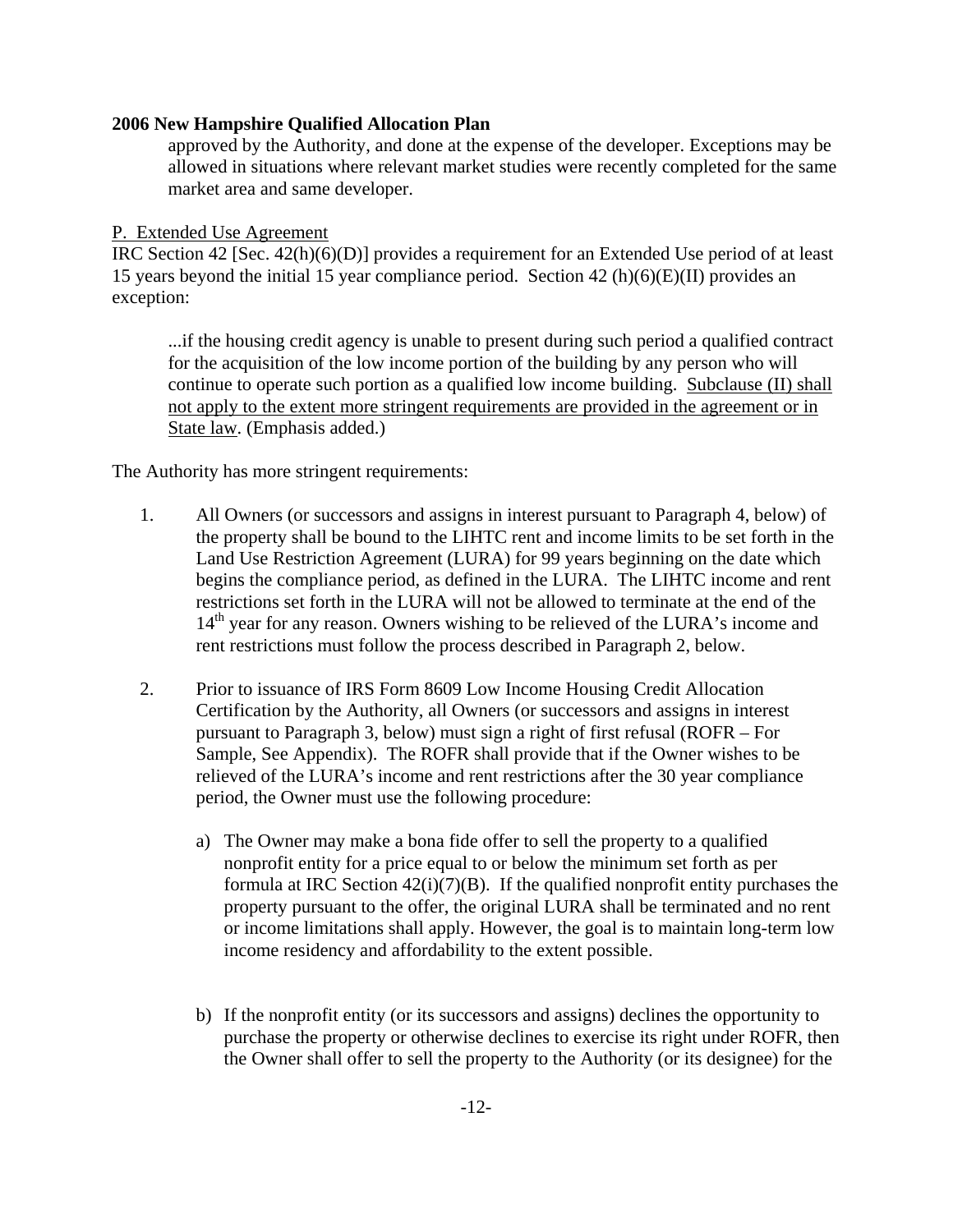approved by the Authority, and done at the expense of the developer. Exceptions may be allowed in situations where relevant market studies were recently completed for the same market area and same developer.

P. Extended Use Agreement

IRC Section 42 [Sec. 42(h)(6)(D)] provides a requirement for an Extended Use period of at least 15 years beyond the initial 15 year compliance period. Section 42 (h)(6)(E)(II) provides an exception:

> ...if the housing credit agency is unable to present during such period a qualified contract for the acquisition of the low income portion of the building by any person who will continue to operate such portion as a qualified low income building. Subclause (II) shall not apply to the extent more stringent requirements are provided in the agreement or in State law. (Emphasis added.)

The Authority has more stringent requirements:

1. All Owners (or successors and assigns in interest pursuant to Paragraph 4, below) of the property shall be bound to the LIHTC rent and income limits to be set forth in the Land Use Restriction Agreement (LURA) for 99 years beginning on the date which begins the compliance period, as defined in the LURA. The LIHTC income and rent restrictions set forth in the LURA will not be allowed to terminate at the end of the 14th year for any reason. Owners wishing to be relieved of the LURA's income and rent restrictions must follow the process described in Paragraph 2, below.

2. Prior to issuance of IRS Form 8609 Low Income Housing Credit Allocation Certification by the Authority, all Owners (or successors and assigns in interest pursuant to Paragraph 3, below) must sign a right of first refusal (ROFR – For Sample, See Appendix). The ROFR shall provide that if the Owner wishes to be relieved of the LURA's income and rent restrictions after the 30 year compliance period, the Owner must use the following procedure:

    a) The Owner may make a bona fide offer to sell the property to a qualified nonprofit entity for a price equal to or below the minimum set forth as per formula at IRC Section 42(i)(7)(B). If the qualified nonprofit entity purchases the property pursuant to the offer, the original LURA shall be terminated and no rent or income limitations shall apply. However, the goal is to maintain long-term low income residency and affordability to the extent possible.

    b) If the nonprofit entity (or its successors and assigns) declines the opportunity to purchase the property or otherwise declines to exercise its right under ROFR, then the Owner shall offer to sell the property to the Authority (or its designee) for the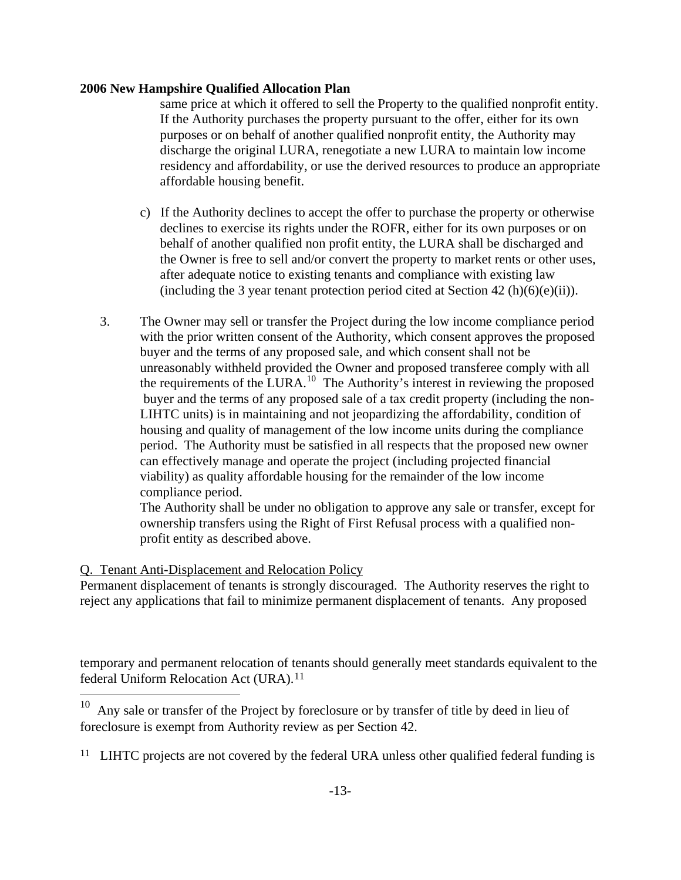same price at which it offered to sell the Property to the qualified nonprofit entity. If the Authority purchases the property pursuant to the offer, either for its own purposes or on behalf of another qualified nonprofit entity, the Authority may discharge the original LURA, renegotiate a new LURA to maintain low income residency and affordability, or use the derived resources to produce an appropriate affordable housing benefit.

c) If the Authority declines to accept the offer to purchase the property or otherwise declines to exercise its rights under the ROFR, either for its own purposes or on behalf of another qualified non profit entity, the LURA shall be discharged and the Owner is free to sell and/or convert the property to market rents or other uses, after adequate notice to existing tenants and compliance with existing law (including the 3 year tenant protection period cited at Section 42 (h)(6)(e)(ii)).

3. The Owner may sell or transfer the Project during the low income compliance period with the prior written consent of the Authority, which consent approves the proposed buyer and the terms of any proposed sale, and which consent shall not be unreasonably withheld provided the Owner and proposed transferee comply with all the requirements of the LURA.[10] The Authority's interest in reviewing the proposed buyer and the terms of any proposed sale of a tax credit property (including the non-LIHTC units) is in maintaining and not jeopardizing the affordability, condition of housing and quality of management of the low income units during the compliance period. The Authority must be satisfied in all respects that the proposed new owner can effectively manage and operate the project (including projected financial viability) as quality affordable housing for the remainder of the low income compliance period.
The Authority shall be under no obligation to approve any sale or transfer, except for ownership transfers using the Right of First Refusal process with a qualified non-profit entity as described above.

Q. Tenant Anti-Displacement and Relocation Policy

Permanent displacement of tenants is strongly discouraged. The Authority reserves the right to reject any applications that fail to minimize permanent displacement of tenants. Any proposed temporary and permanent relocation of tenants should generally meet standards equivalent to the federal Uniform Relocation Act (URA).[11]

[10] Any sale or transfer of the Project by foreclosure or by transfer of title by deed in lieu of foreclosure is exempt from Authority review as per Section 42.

[11] LIHTC projects are not covered by the federal URA unless other qualified federal funding is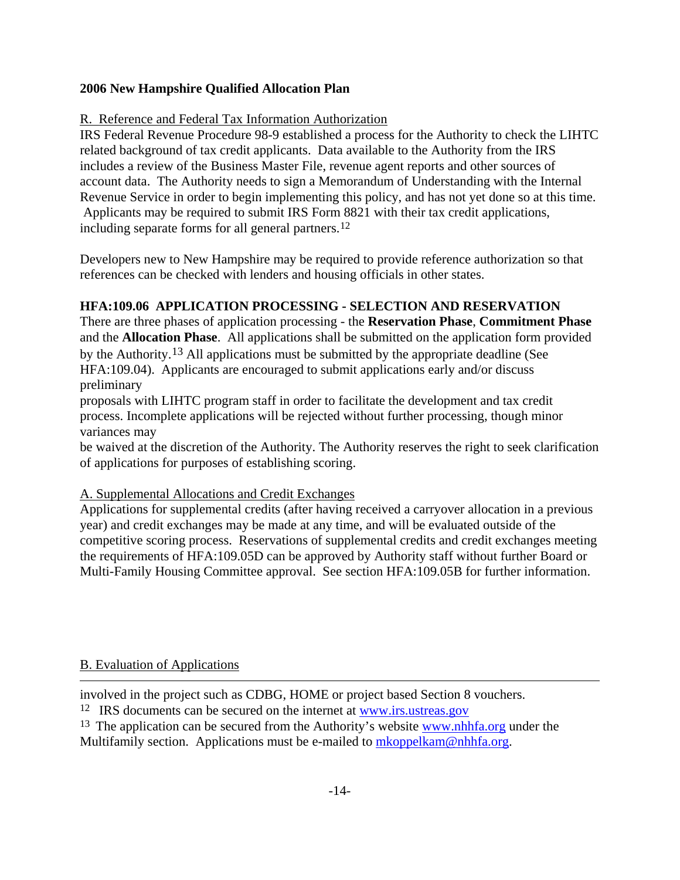**2006 New Hampshire Qualified Allocation Plan**

R. Reference and Federal Tax Information Authorization

IRS Federal Revenue Procedure 98-9 established a process for the Authority to check the LIHTC related background of tax credit applicants. Data available to the Authority from the IRS includes a review of the Business Master File, revenue agent reports and other sources of account data. The Authority needs to sign a Memorandum of Understanding with the Internal Revenue Service in order to begin implementing this policy, and has not yet done so at this time. Applicants may be required to submit IRS Form 8821 with their tax credit applications, including separate forms for all general partners.[12]

Developers new to New Hampshire may be required to provide reference authorization so that references can be checked with lenders and housing officials in other states.

**HFA:109.06 APPLICATION PROCESSING - SELECTION AND RESERVATION**

There are three phases of application processing - the **Reservation Phase**, **Commitment Phase** and the **Allocation Phase**. All applications shall be submitted on the application form provided by the Authority.[13] All applications must be submitted by the appropriate deadline (See HFA:109.04). Applicants are encouraged to submit applications early and/or discuss preliminary proposals with LIHTC program staff in order to facilitate the development and tax credit process. Incomplete applications will be rejected without further processing, though minor variances may be waived at the discretion of the Authority. The Authority reserves the right to seek clarification of applications for purposes of establishing scoring.

A. Supplemental Allocations and Credit Exchanges

Applications for supplemental credits (after having received a carryover allocation in a previous year) and credit exchanges may be made at any time, and will be evaluated outside of the competitive scoring process. Reservations of supplemental credits and credit exchanges meeting the requirements of HFA:109.05D can be approved by Authority staff without further Board or Multi-Family Housing Committee approval. See section HFA:109.05B for further information.

B. Evaluation of Applications

---

involved in the project such as CDBG, HOME or project based Section 8 vouchers.

[12] IRS documents can be secured on the internet at www.irs.ustreas.gov

[13] The application can be secured from the Authority's website www.nhhfa.org under the Multifamily section. Applications must be e-mailed to mkoppelkam@nhhfa.org.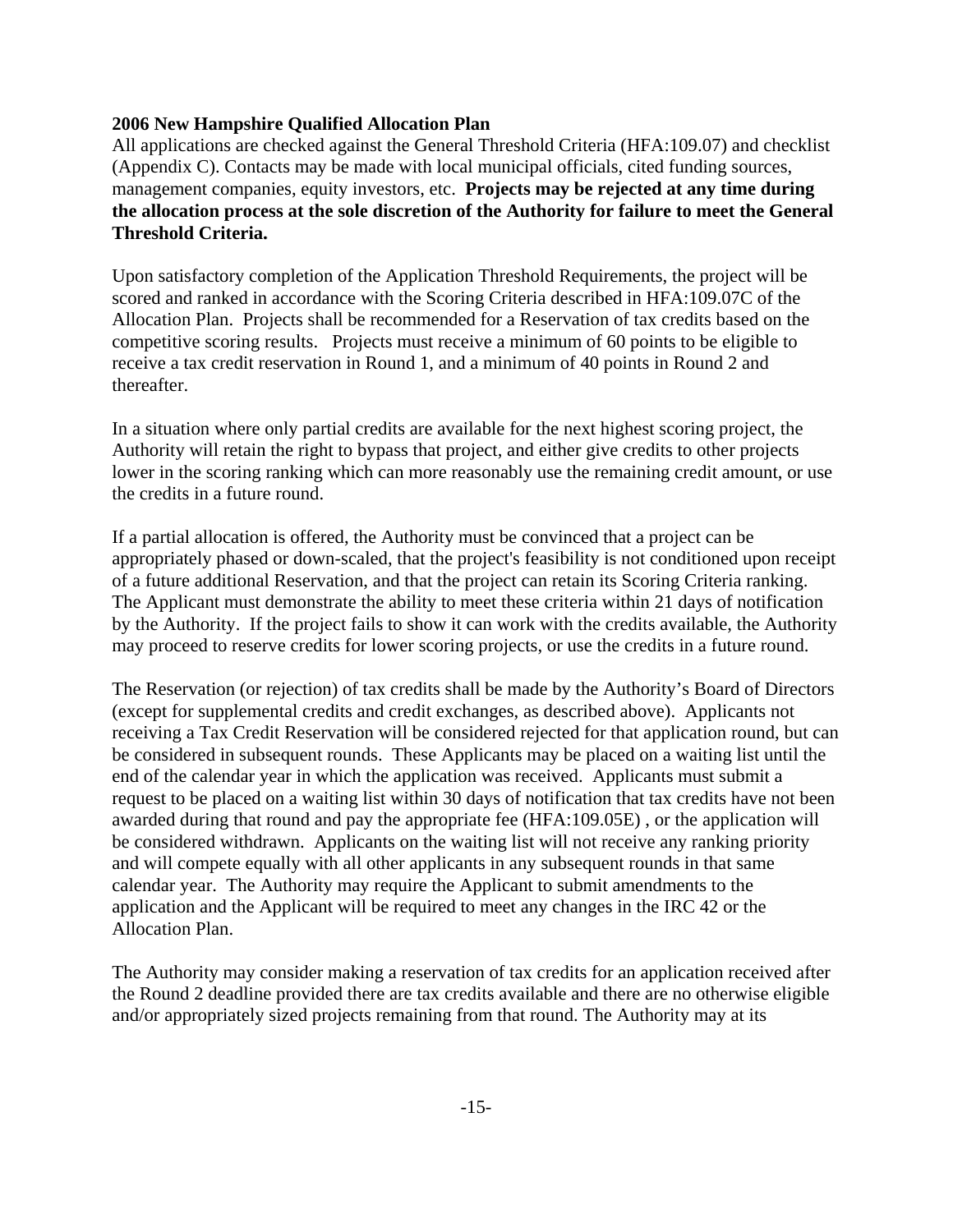**2006 New Hampshire Qualified Allocation Plan**

All applications are checked against the General Threshold Criteria (HFA:109.07) and checklist (Appendix C). Contacts may be made with local municipal officials, cited funding sources, management companies, equity investors, etc. **Projects may be rejected at any time during the allocation process at the sole discretion of the Authority for failure to meet the General Threshold Criteria.**

Upon satisfactory completion of the Application Threshold Requirements, the project will be scored and ranked in accordance with the Scoring Criteria described in HFA:109.07C of the Allocation Plan. Projects shall be recommended for a Reservation of tax credits based on the competitive scoring results. Projects must receive a minimum of 60 points to be eligible to receive a tax credit reservation in Round 1, and a minimum of 40 points in Round 2 and thereafter.

In a situation where only partial credits are available for the next highest scoring project, the Authority will retain the right to bypass that project, and either give credits to other projects lower in the scoring ranking which can more reasonably use the remaining credit amount, or use the credits in a future round.

If a partial allocation is offered, the Authority must be convinced that a project can be appropriately phased or down-scaled, that the project's feasibility is not conditioned upon receipt of a future additional Reservation, and that the project can retain its Scoring Criteria ranking. The Applicant must demonstrate the ability to meet these criteria within 21 days of notification by the Authority. If the project fails to show it can work with the credits available, the Authority may proceed to reserve credits for lower scoring projects, or use the credits in a future round.

The Reservation (or rejection) of tax credits shall be made by the Authority's Board of Directors (except for supplemental credits and credit exchanges, as described above). Applicants not receiving a Tax Credit Reservation will be considered rejected for that application round, but can be considered in subsequent rounds. These Applicants may be placed on a waiting list until the end of the calendar year in which the application was received. Applicants must submit a request to be placed on a waiting list within 30 days of notification that tax credits have not been awarded during that round and pay the appropriate fee (HFA:109.05E) , or the application will be considered withdrawn. Applicants on the waiting list will not receive any ranking priority and will compete equally with all other applicants in any subsequent rounds in that same calendar year. The Authority may require the Applicant to submit amendments to the application and the Applicant will be required to meet any changes in the IRC 42 or the Allocation Plan.

The Authority may consider making a reservation of tax credits for an application received after the Round 2 deadline provided there are tax credits available and there are no otherwise eligible and/or appropriately sized projects remaining from that round. The Authority may at its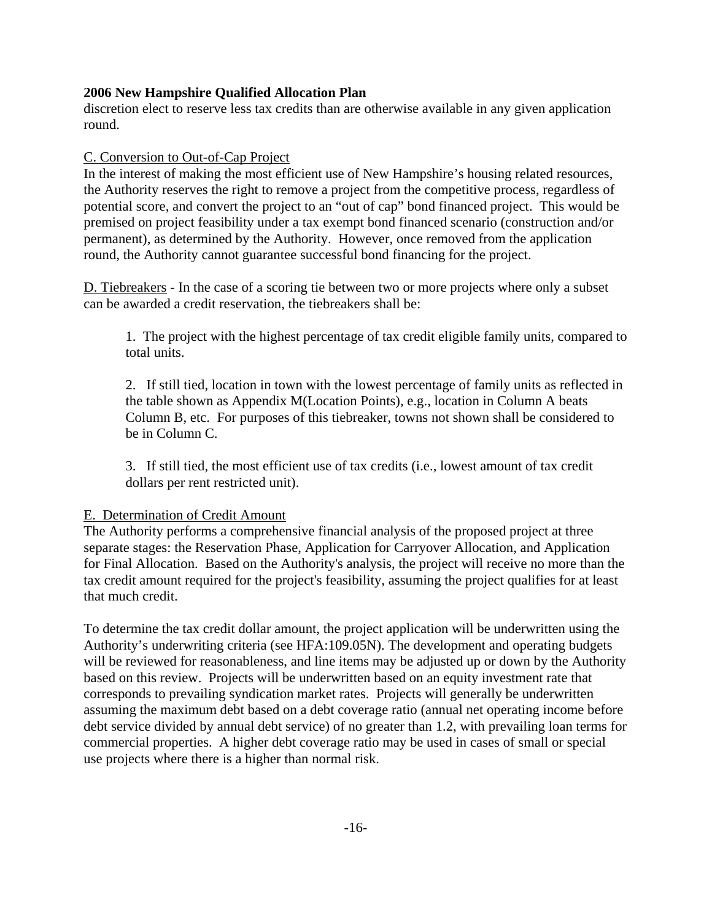discretion elect to reserve less tax credits than are otherwise available in any given application round.

C. Conversion to Out-of-Cap Project

In the interest of making the most efficient use of New Hampshire's housing related resources, the Authority reserves the right to remove a project from the competitive process, regardless of potential score, and convert the project to an "out of cap" bond financed project. This would be premised on project feasibility under a tax exempt bond financed scenario (construction and/or permanent), as determined by the Authority. However, once removed from the application round, the Authority cannot guarantee successful bond financing for the project.

D. Tiebreakers - In the case of a scoring tie between two or more projects where only a subset can be awarded a credit reservation, the tiebreakers shall be:

1. The project with the highest percentage of tax credit eligible family units, compared to total units.

2. If still tied, location in town with the lowest percentage of family units as reflected in the table shown as Appendix M(Location Points), e.g., location in Column A beats Column B, etc. For purposes of this tiebreaker, towns not shown shall be considered to be in Column C.

3. If still tied, the most efficient use of tax credits (i.e., lowest amount of tax credit dollars per rent restricted unit).

E. Determination of Credit Amount

The Authority performs a comprehensive financial analysis of the proposed project at three separate stages: the Reservation Phase, Application for Carryover Allocation, and Application for Final Allocation. Based on the Authority's analysis, the project will receive no more than the tax credit amount required for the project's feasibility, assuming the project qualifies for at least that much credit.

To determine the tax credit dollar amount, the project application will be underwritten using the Authority's underwriting criteria (see HFA:109.05N). The development and operating budgets will be reviewed for reasonableness, and line items may be adjusted up or down by the Authority based on this review. Projects will be underwritten based on an equity investment rate that corresponds to prevailing syndication market rates. Projects will generally be underwritten assuming the maximum debt based on a debt coverage ratio (annual net operating income before debt service divided by annual debt service) of no greater than 1.2, with prevailing loan terms for commercial properties. A higher debt coverage ratio may be used in cases of small or special use projects where there is a higher than normal risk.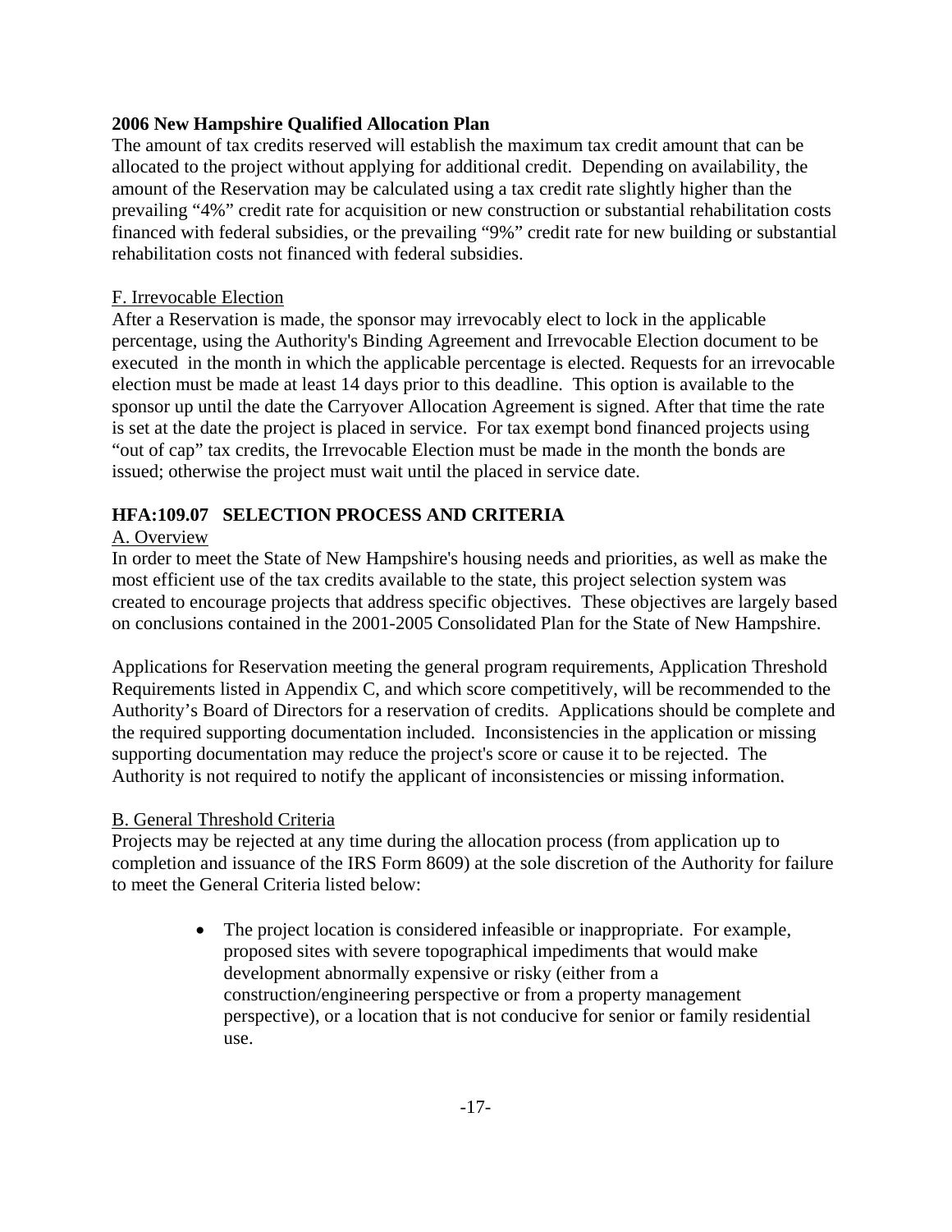The amount of tax credits reserved will establish the maximum tax credit amount that can be allocated to the project without applying for additional credit. Depending on availability, the amount of the Reservation may be calculated using a tax credit rate slightly higher than the prevailing "4%" credit rate for acquisition or new construction or substantial rehabilitation costs financed with federal subsidies, or the prevailing "9%" credit rate for new building or substantial rehabilitation costs not financed with federal subsidies.

F. Irrevocable Election

After a Reservation is made, the sponsor may irrevocably elect to lock in the applicable percentage, using the Authority's Binding Agreement and Irrevocable Election document to be executed in the month in which the applicable percentage is elected. Requests for an irrevocable election must be made at least 14 days prior to this deadline. This option is available to the sponsor up until the date the Carryover Allocation Agreement is signed. After that time the rate is set at the date the project is placed in service. For tax exempt bond financed projects using "out of cap" tax credits, the Irrevocable Election must be made in the month the bonds are issued; otherwise the project must wait until the placed in service date.

## HFA:109.07 SELECTION PROCESS AND CRITERIA

A. Overview

In order to meet the State of New Hampshire's housing needs and priorities, as well as make the most efficient use of the tax credits available to the state, this project selection system was created to encourage projects that address specific objectives. These objectives are largely based on conclusions contained in the 2001-2005 Consolidated Plan for the State of New Hampshire.

Applications for Reservation meeting the general program requirements, Application Threshold Requirements listed in Appendix C, and which score competitively, will be recommended to the Authority's Board of Directors for a reservation of credits. Applications should be complete and the required supporting documentation included. Inconsistencies in the application or missing supporting documentation may reduce the project's score or cause it to be rejected. The Authority is not required to notify the applicant of inconsistencies or missing information.

B. General Threshold Criteria

Projects may be rejected at any time during the allocation process (from application up to completion and issuance of the IRS Form 8609) at the sole discretion of the Authority for failure to meet the General Criteria listed below:

- The project location is considered infeasible or inappropriate. For example, proposed sites with severe topographical impediments that would make development abnormally expensive or risky (either from a construction/engineering perspective or from a property management perspective), or a location that is not conducive for senior or family residential use.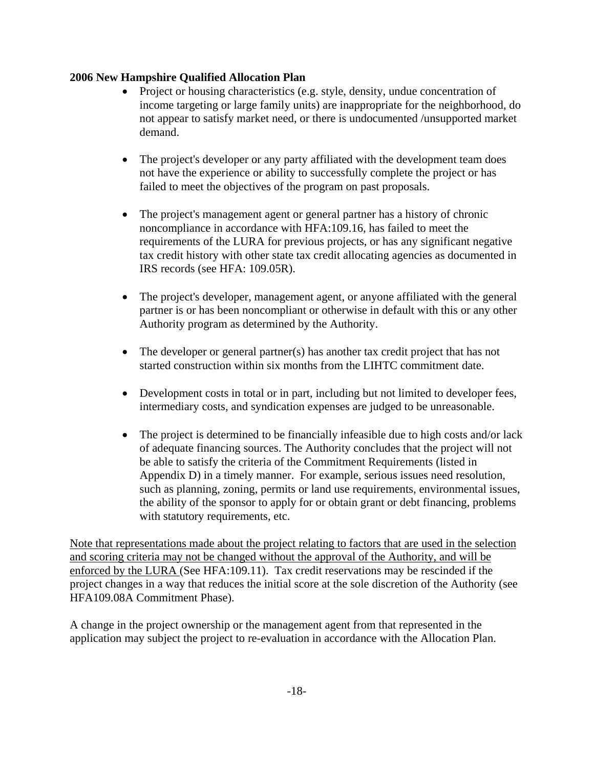- Project or housing characteristics (e.g. style, density, undue concentration of income targeting or large family units) are inappropriate for the neighborhood, do not appear to satisfy market need, or there is undocumented /unsupported market demand.

- The project's developer or any party affiliated with the development team does not have the experience or ability to successfully complete the project or has failed to meet the objectives of the program on past proposals.

- The project's management agent or general partner has a history of chronic noncompliance in accordance with HFA:109.16, has failed to meet the requirements of the LURA for previous projects, or has any significant negative tax credit history with other state tax credit allocating agencies as documented in IRS records (see HFA: 109.05R).

- The project's developer, management agent, or anyone affiliated with the general partner is or has been noncompliant or otherwise in default with this or any other Authority program as determined by the Authority.

- The developer or general partner(s) has another tax credit project that has not started construction within six months from the LIHTC commitment date.

- Development costs in total or in part, including but not limited to developer fees, intermediary costs, and syndication expenses are judged to be unreasonable.

- The project is determined to be financially infeasible due to high costs and/or lack of adequate financing sources. The Authority concludes that the project will not be able to satisfy the criteria of the Commitment Requirements (listed in Appendix D) in a timely manner. For example, serious issues need resolution, such as planning, zoning, permits or land use requirements, environmental issues, the ability of the sponsor to apply for or obtain grant or debt financing, problems with statutory requirements, etc.

<u>Note that representations made about the project relating to factors that are used in the selection and scoring criteria may not be changed without the approval of the Authority, and will be enforced by the LURA</u> (See HFA:109.11). Tax credit reservations may be rescinded if the project changes in a way that reduces the initial score at the sole discretion of the Authority (see HFA109.08A Commitment Phase).

A change in the project ownership or the management agent from that represented in the application may subject the project to re-evaluation in accordance with the Allocation Plan.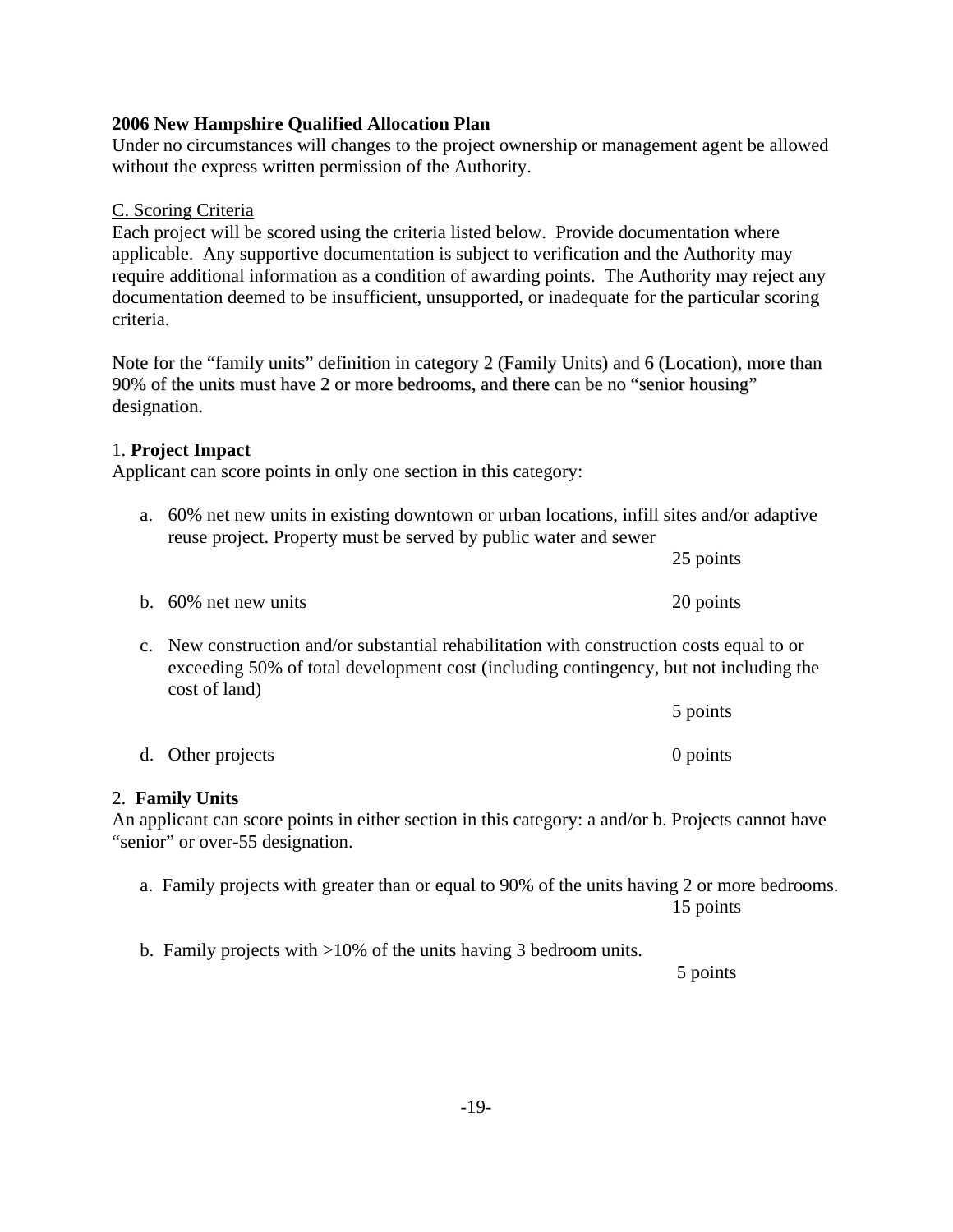**2006 New Hampshire Qualified Allocation Plan**

Under no circumstances will changes to the project ownership or management agent be allowed without the express written permission of the Authority.

C. Scoring Criteria

Each project will be scored using the criteria listed below. Provide documentation where applicable. Any supportive documentation is subject to verification and the Authority may require additional information as a condition of awarding points. The Authority may reject any documentation deemed to be insufficient, unsupported, or inadequate for the particular scoring criteria.

Note for the "family units" definition in category 2 (Family Units) and 6 (Location), more than 90% of the units must have 2 or more bedrooms, and there can be no "senior housing" designation.

1. **Project Impact**

Applicant can score points in only one section in this category:

a. 60% net new units in existing downtown or urban locations, infill sites and/or adaptive reuse project. Property must be served by public water and sewer
   25 points

b. 60% net new units — 20 points

c. New construction and/or substantial rehabilitation with construction costs equal to or exceeding 50% of total development cost (including contingency, but not including the cost of land)
   5 points

d. Other projects — 0 points

2. **Family Units**

An applicant can score points in either section in this category: a and/or b. Projects cannot have "senior" or over-55 designation.

a. Family projects with greater than or equal to 90% of the units having 2 or more bedrooms.
   15 points

b. Family projects with >10% of the units having 3 bedroom units.
   5 points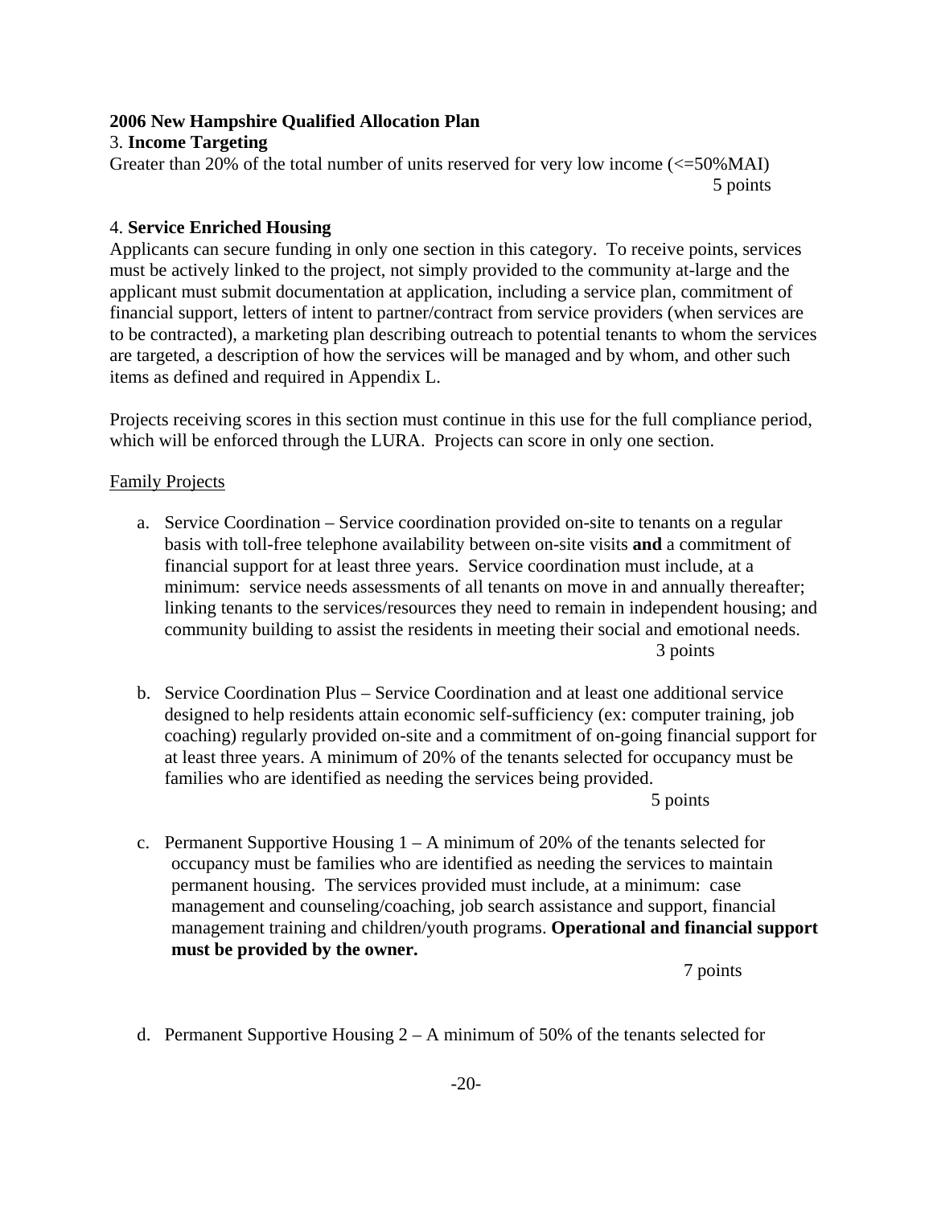**2006 New Hampshire Qualified Allocation Plan**

3. **Income Targeting**

Greater than 20% of the total number of units reserved for very low income (<=50%MAI)
5 points

4. **Service Enriched Housing**

Applicants can secure funding in only one section in this category. To receive points, services must be actively linked to the project, not simply provided to the community at-large and the applicant must submit documentation at application, including a service plan, commitment of financial support, letters of intent to partner/contract from service providers (when services are to be contracted), a marketing plan describing outreach to potential tenants to whom the services are targeted, a description of how the services will be managed and by whom, and other such items as defined and required in Appendix L.

Projects receiving scores in this section must continue in this use for the full compliance period, which will be enforced through the LURA. Projects can score in only one section.

Family Projects

a. Service Coordination – Service coordination provided on-site to tenants on a regular basis with toll-free telephone availability between on-site visits **and** a commitment of financial support for at least three years. Service coordination must include, at a minimum: service needs assessments of all tenants on move in and annually thereafter; linking tenants to the services/resources they need to remain in independent housing; and community building to assist the residents in meeting their social and emotional needs.
3 points

b. Service Coordination Plus – Service Coordination and at least one additional service designed to help residents attain economic self-sufficiency (ex: computer training, job coaching) regularly provided on-site and a commitment of on-going financial support for at least three years. A minimum of 20% of the tenants selected for occupancy must be families who are identified as needing the services being provided.
5 points

c. Permanent Supportive Housing 1 – A minimum of 20% of the tenants selected for occupancy must be families who are identified as needing the services to maintain permanent housing. The services provided must include, at a minimum: case management and counseling/coaching, job search assistance and support, financial management training and children/youth programs. **Operational and financial support must be provided by the owner.**
7 points

d. Permanent Supportive Housing 2 – A minimum of 50% of the tenants selected for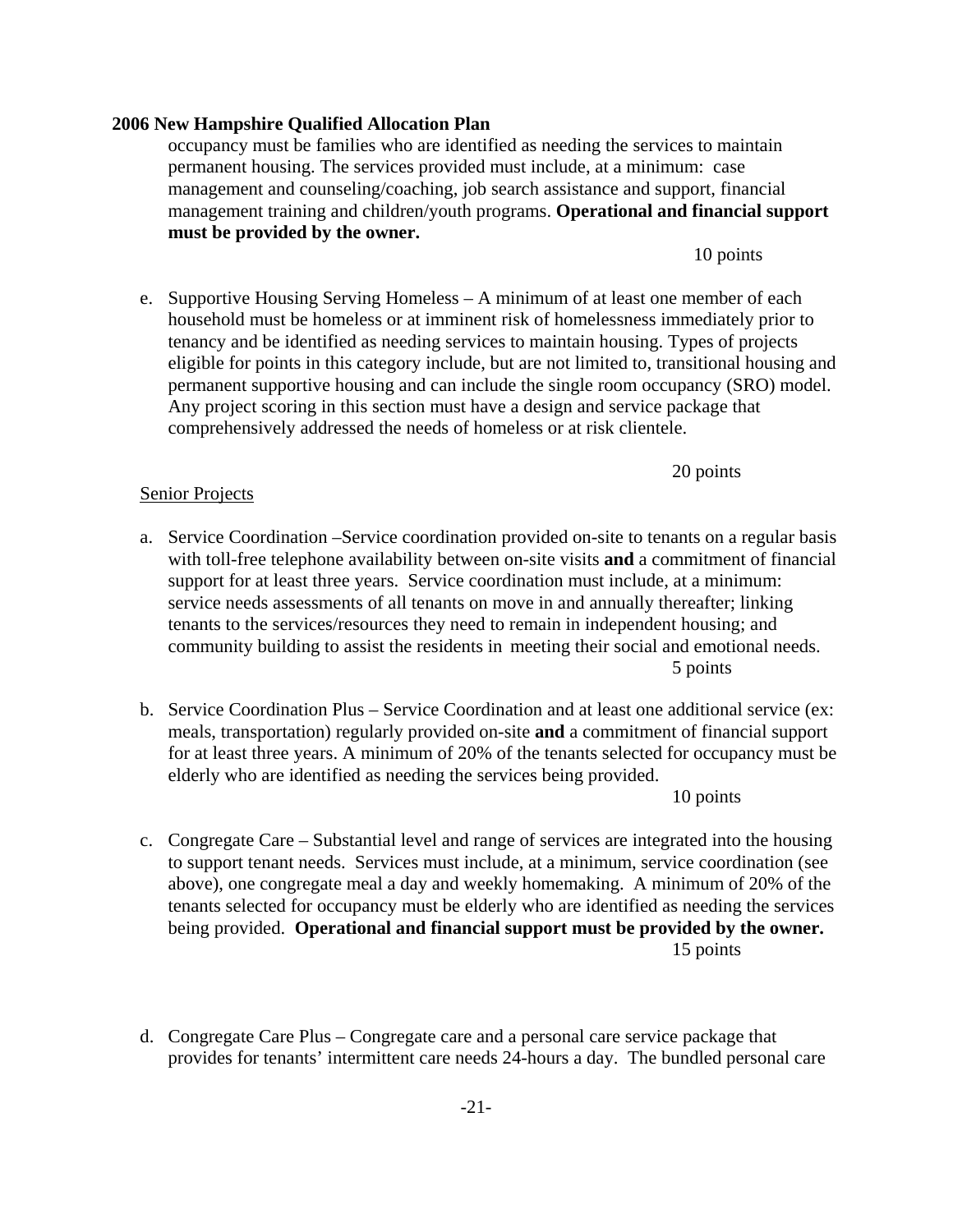occupancy must be families who are identified as needing the services to maintain permanent housing. The services provided must include, at a minimum: case management and counseling/coaching, job search assistance and support, financial management training and children/youth programs. **Operational and financial support must be provided by the owner.**

10 points

e. Supportive Housing Serving Homeless – A minimum of at least one member of each household must be homeless or at imminent risk of homelessness immediately prior to tenancy and be identified as needing services to maintain housing. Types of projects eligible for points in this category include, but are not limited to, transitional housing and permanent supportive housing and can include the single room occupancy (SRO) model. Any project scoring in this section must have a design and service package that comprehensively addressed the needs of homeless or at risk clientele.

20 points

Senior Projects

a. Service Coordination –Service coordination provided on-site to tenants on a regular basis with toll-free telephone availability between on-site visits **and** a commitment of financial support for at least three years. Service coordination must include, at a minimum: service needs assessments of all tenants on move in and annually thereafter; linking tenants to the services/resources they need to remain in independent housing; and community building to assist the residents in meeting their social and emotional needs.

5 points

b. Service Coordination Plus – Service Coordination and at least one additional service (ex: meals, transportation) regularly provided on-site **and** a commitment of financial support for at least three years. A minimum of 20% of the tenants selected for occupancy must be elderly who are identified as needing the services being provided.

10 points

c. Congregate Care – Substantial level and range of services are integrated into the housing to support tenant needs. Services must include, at a minimum, service coordination (see above), one congregate meal a day and weekly homemaking. A minimum of 20% of the tenants selected for occupancy must be elderly who are identified as needing the services being provided. **Operational and financial support must be provided by the owner.**

15 points

d. Congregate Care Plus – Congregate care and a personal care service package that provides for tenants' intermittent care needs 24-hours a day. The bundled personal care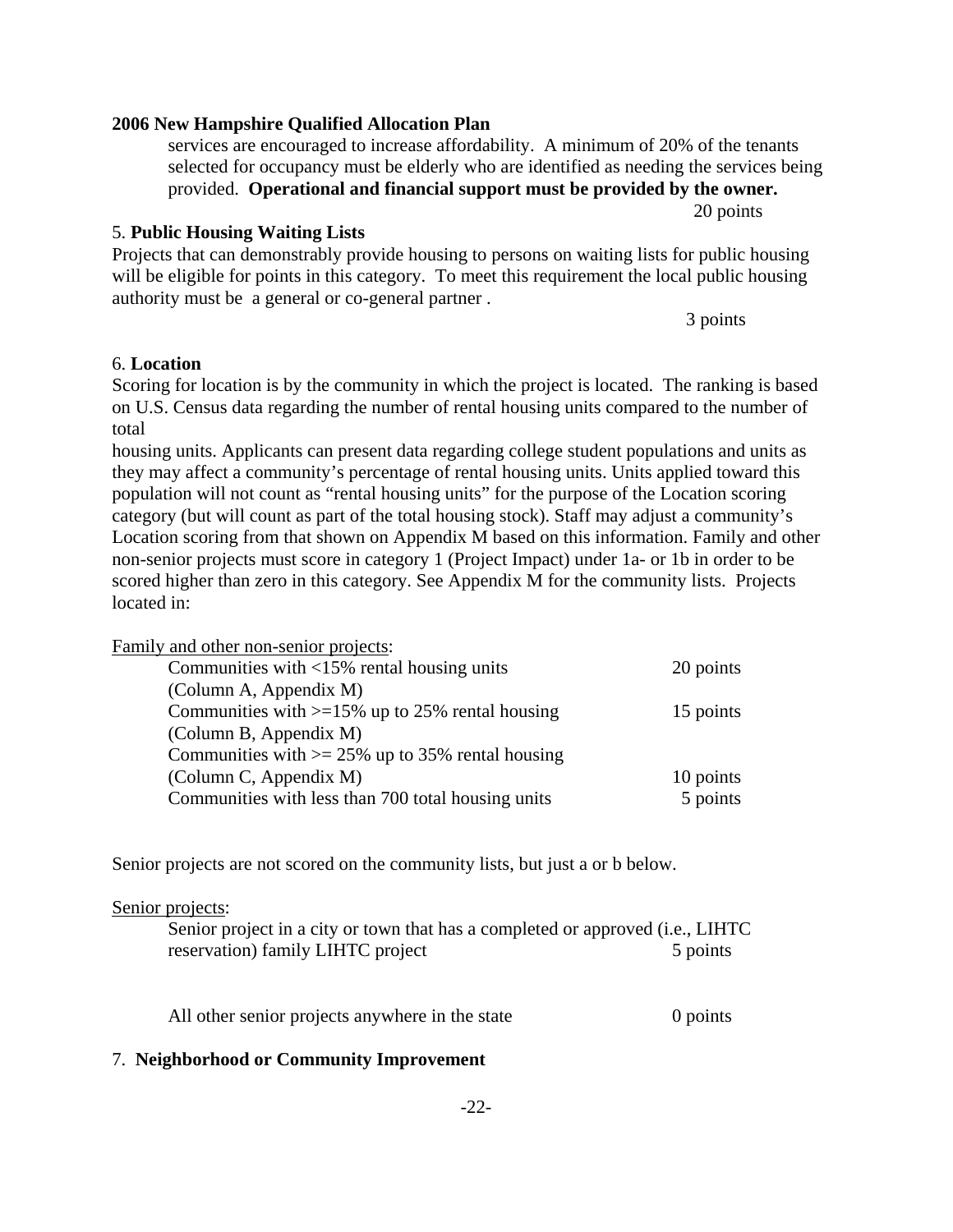services are encouraged to increase affordability. A minimum of 20% of the tenants selected for occupancy must be elderly who are identified as needing the services being provided. **Operational and financial support must be provided by the owner.**

20 points

5. **Public Housing Waiting Lists**

Projects that can demonstrably provide housing to persons on waiting lists for public housing will be eligible for points in this category. To meet this requirement the local public housing authority must be a general or co-general partner .

3 points

6. **Location**

Scoring for location is by the community in which the project is located. The ranking is based on U.S. Census data regarding the number of rental housing units compared to the number of total housing units. Applicants can present data regarding college student populations and units as they may affect a community's percentage of rental housing units. Units applied toward this population will not count as "rental housing units" for the purpose of the Location scoring category (but will count as part of the total housing stock). Staff may adjust a community's Location scoring from that shown on Appendix M based on this information. Family and other non-senior projects must score in category 1 (Project Impact) under 1a- or 1b in order to be scored higher than zero in this category. See Appendix M for the community lists. Projects located in:

<u>Family and other non-senior projects</u>:

| | |
|---|---|
| Communities with <15% rental housing units (Column A, Appendix M) | 20 points |
| Communities with >=15% up to 25% rental housing (Column B, Appendix M) | 15 points |
| Communities with >= 25% up to 35% rental housing (Column C, Appendix M) | 10 points |
| Communities with less than 700 total housing units | 5 points |

Senior projects are not scored on the community lists, but just a or b below.

<u>Senior projects</u>:

| | |
|---|---|
| Senior project in a city or town that has a completed or approved (i.e., LIHTC reservation) family LIHTC project | 5 points |
| All other senior projects anywhere in the state | 0 points |

7. **Neighborhood or Community Improvement**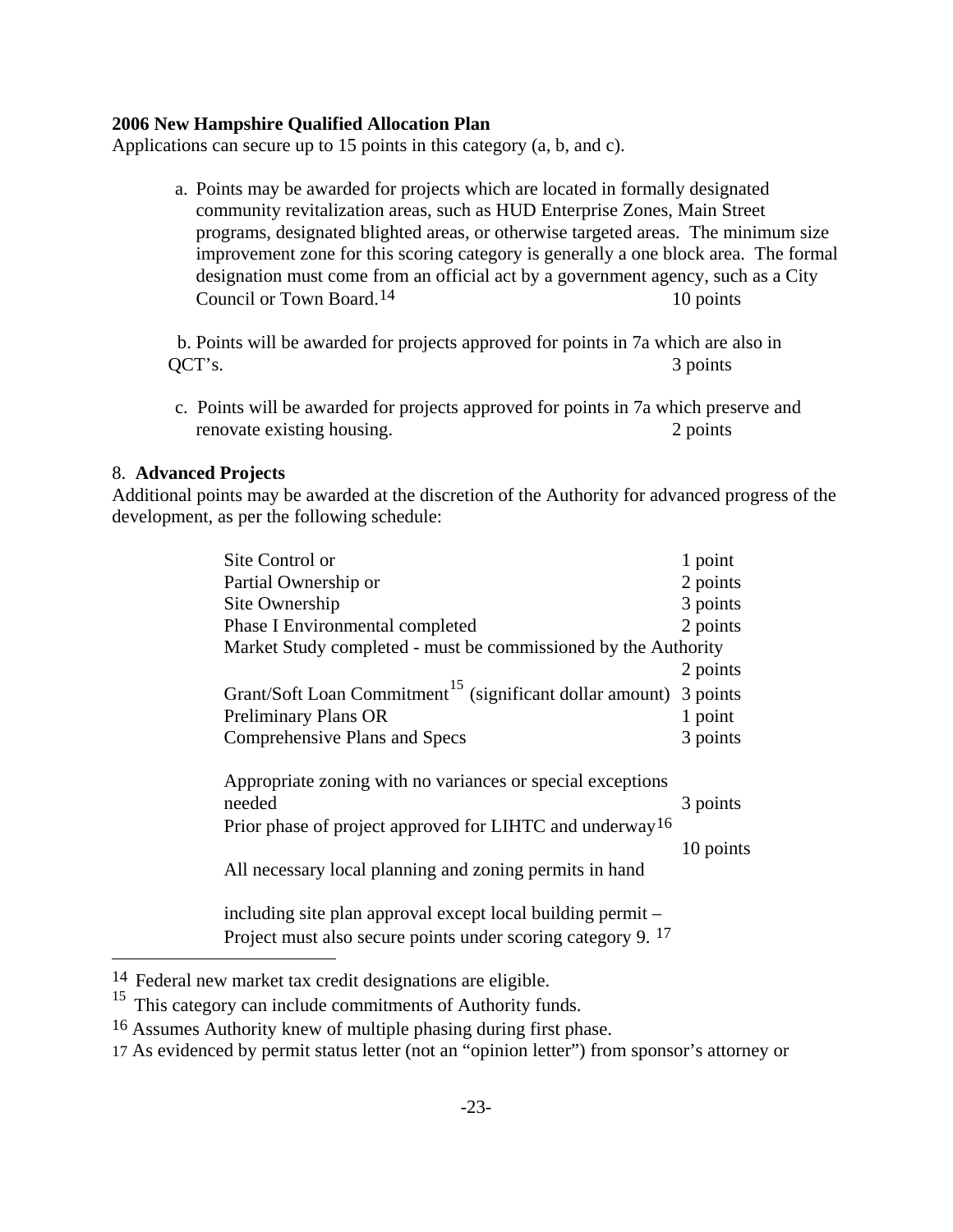**2006 New Hampshire Qualified Allocation Plan**

Applications can secure up to 15 points in this category (a, b, and c).

a. Points may be awarded for projects which are located in formally designated community revitalization areas, such as HUD Enterprise Zones, Main Street programs, designated blighted areas, or otherwise targeted areas. The minimum size improvement zone for this scoring category is generally a one block area. The formal designation must come from an official act by a government agency, such as a City Council or Town Board.[14] 10 points

b. Points will be awarded for projects approved for points in 7a which are also in QCT's. 3 points

c. Points will be awarded for projects approved for points in 7a which preserve and renovate existing housing. 2 points

8. **Advanced Projects**

Additional points may be awarded at the discretion of the Authority for advanced progress of the development, as per the following schedule:

| | |
|---|---|
| Site Control or | 1 point |
| Partial Ownership or | 2 points |
| Site Ownership | 3 points |
| Phase I Environmental completed | 2 points |
| Market Study completed - must be commissioned by the Authority | 2 points |
| Grant/Soft Loan Commitment[15] (significant dollar amount) | 3 points |
| Preliminary Plans OR | 1 point |
| Comprehensive Plans and Specs | 3 points |
| Appropriate zoning with no variances or special exceptions needed | 3 points |
| Prior phase of project approved for LIHTC and underway[16] | 10 points |
| All necessary local planning and zoning permits in hand including site plan approval except local building permit – Project must also secure points under scoring category 9. [17] | |

[14] Federal new market tax credit designations are eligible.

[15] This category can include commitments of Authority funds.

[16] Assumes Authority knew of multiple phasing during first phase.

[17] As evidenced by permit status letter (not an "opinion letter") from sponsor's attorney or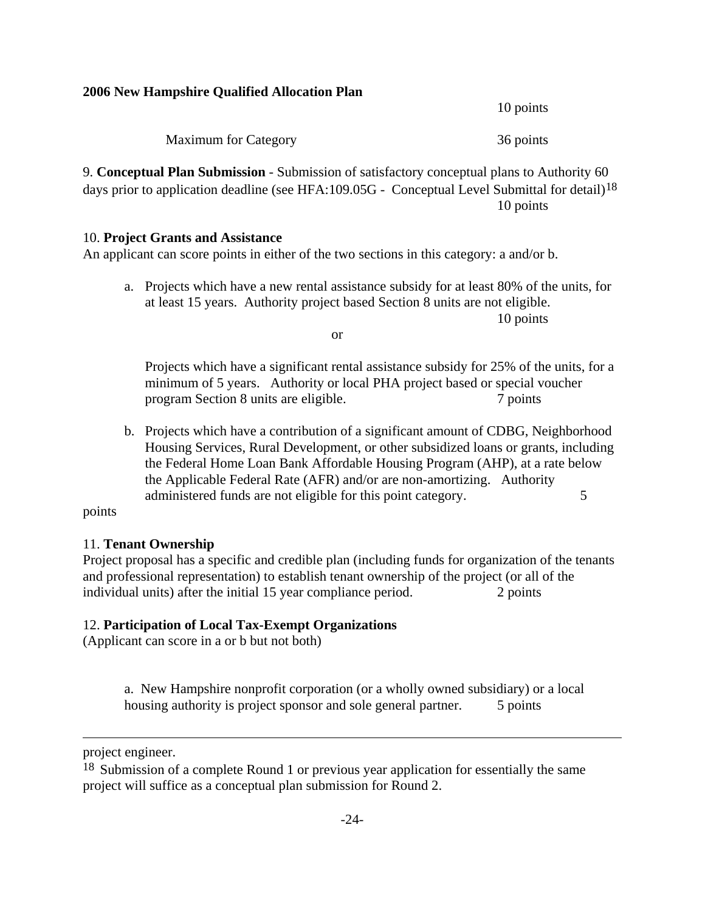10 points

Maximum for Category 36 points

9. **Conceptual Plan Submission** - Submission of satisfactory conceptual plans to Authority 60 days prior to application deadline (see HFA:109.05G - Conceptual Level Submittal for detail)[18]
10 points

10. **Project Grants and Assistance**
An applicant can score points in either of the two sections in this category: a and/or b.

a. Projects which have a new rental assistance subsidy for at least 80% of the units, for at least 15 years. Authority project based Section 8 units are not eligible.
10 points

or

Projects which have a significant rental assistance subsidy for 25% of the units, for a minimum of 5 years. Authority or local PHA project based or special voucher program Section 8 units are eligible. 7 points

b. Projects which have a contribution of a significant amount of CDBG, Neighborhood Housing Services, Rural Development, or other subsidized loans or grants, including the Federal Home Loan Bank Affordable Housing Program (AHP), at a rate below the Applicable Federal Rate (AFR) and/or are non-amortizing. Authority administered funds are not eligible for this point category. 5 points

11. **Tenant Ownership**
Project proposal has a specific and credible plan (including funds for organization of the tenants and professional representation) to establish tenant ownership of the project (or all of the individual units) after the initial 15 year compliance period. 2 points

12. **Participation of Local Tax-Exempt Organizations**
(Applicant can score in a or b but not both)

a. New Hampshire nonprofit corporation (or a wholly owned subsidiary) or a local housing authority is project sponsor and sole general partner. 5 points

---

project engineer.

[18] Submission of a complete Round 1 or previous year application for essentially the same project will suffice as a conceptual plan submission for Round 2.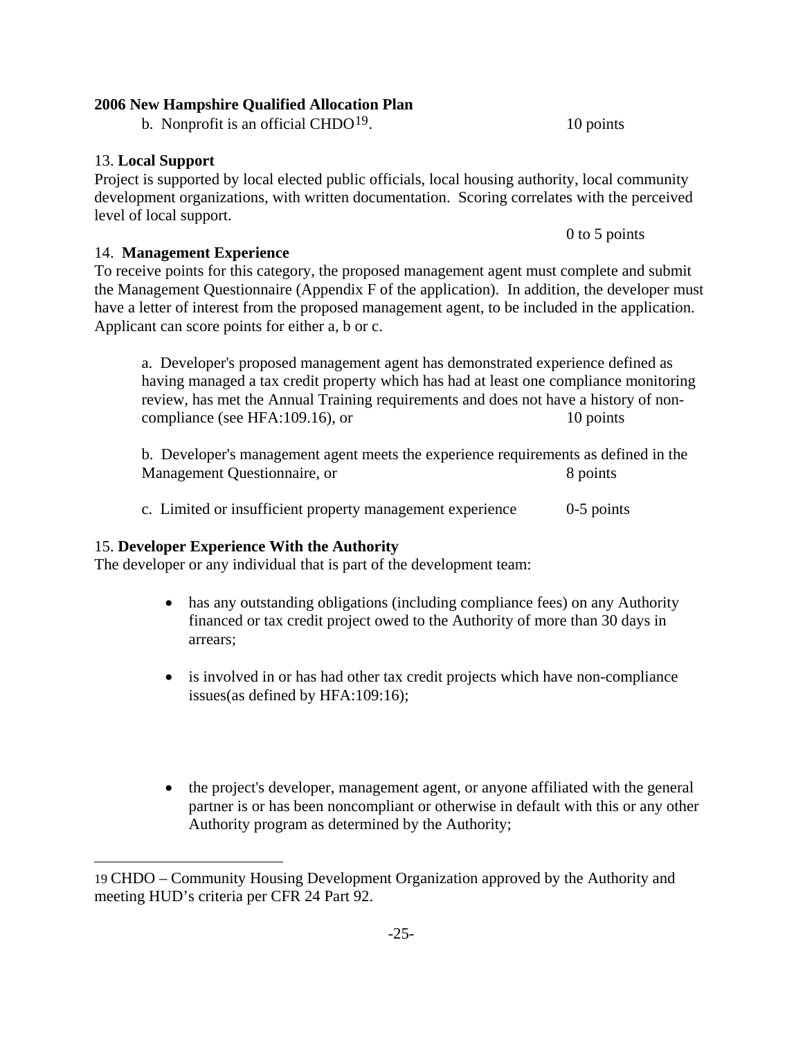b. Nonprofit is an official CHDO[19]. 10 points

13. **Local Support**

Project is supported by local elected public officials, local housing authority, local community development organizations, with written documentation. Scoring correlates with the perceived level of local support.

0 to 5 points

14. **Management Experience**

To receive points for this category, the proposed management agent must complete and submit the Management Questionnaire (Appendix F of the application). In addition, the developer must have a letter of interest from the proposed management agent, to be included in the application. Applicant can score points for either a, b or c.

a. Developer's proposed management agent has demonstrated experience defined as having managed a tax credit property which has had at least one compliance monitoring review, has met the Annual Training requirements and does not have a history of non-compliance (see HFA:109.16), or 10 points

b. Developer's management agent meets the experience requirements as defined in the Management Questionnaire, or 8 points

c. Limited or insufficient property management experience 0-5 points

15. **Developer Experience With the Authority**

The developer or any individual that is part of the development team:

- has any outstanding obligations (including compliance fees) on any Authority financed or tax credit project owed to the Authority of more than 30 days in arrears;
- is involved in or has had other tax credit projects which have non-compliance issues(as defined by HFA:109:16);
- the project's developer, management agent, or anyone affiliated with the general partner is or has been noncompliant or otherwise in default with this or any other Authority program as determined by the Authority;

---

19 CHDO – Community Housing Development Organization approved by the Authority and meeting HUD's criteria per CFR 24 Part 92.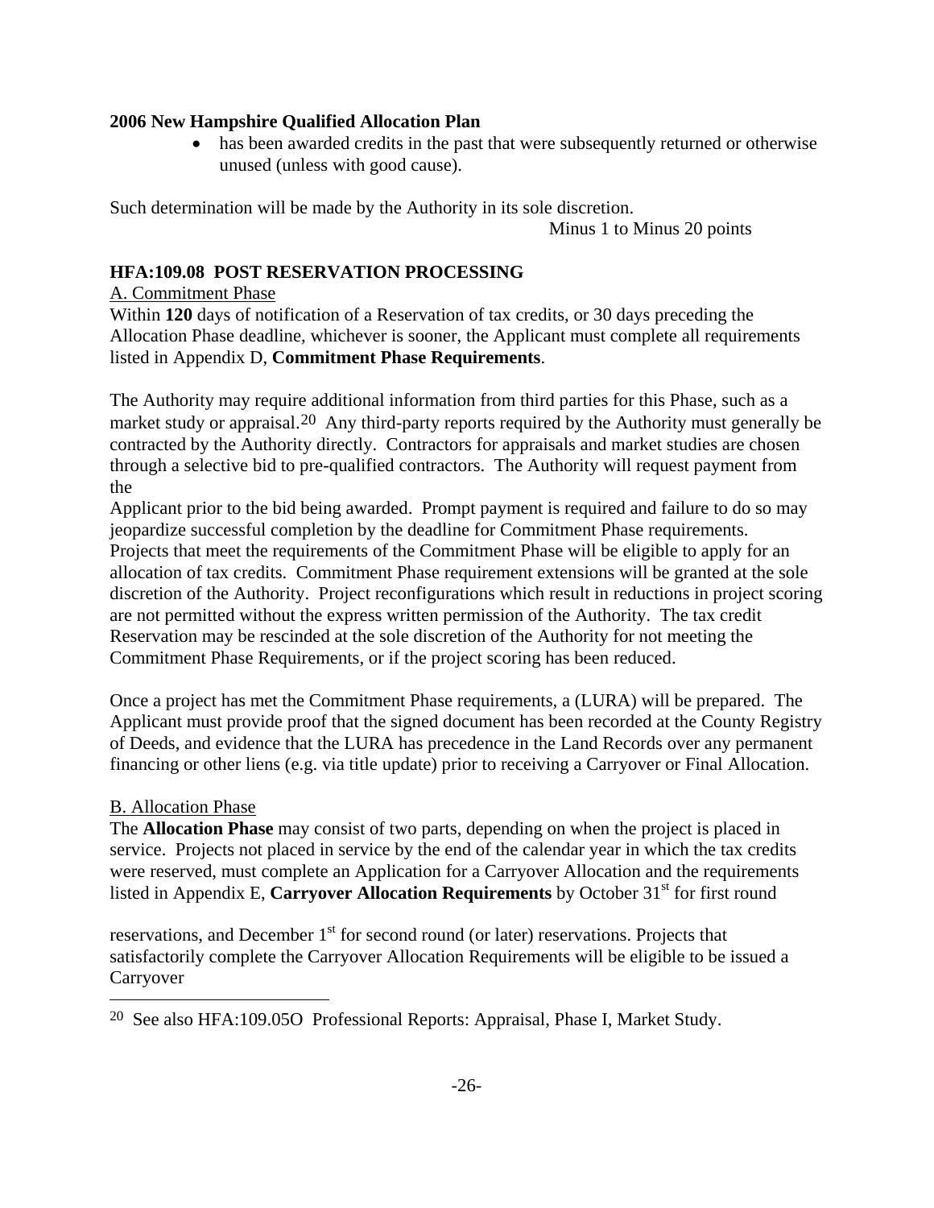- has been awarded credits in the past that were subsequently returned or otherwise unused (unless with good cause).

Such determination will be made by the Authority in its sole discretion.

Minus 1 to Minus 20 points

### HFA:109.08 POST RESERVATION PROCESSING

A. Commitment Phase

Within **120** days of notification of a Reservation of tax credits, or 30 days preceding the Allocation Phase deadline, whichever is sooner, the Applicant must complete all requirements listed in Appendix D, **Commitment Phase Requirements**.

The Authority may require additional information from third parties for this Phase, such as a market study or appraisal.[20] Any third-party reports required by the Authority must generally be contracted by the Authority directly. Contractors for appraisals and market studies are chosen through a selective bid to pre-qualified contractors. The Authority will request payment from the Applicant prior to the bid being awarded. Prompt payment is required and failure to do so may jeopardize successful completion by the deadline for Commitment Phase requirements. Projects that meet the requirements of the Commitment Phase will be eligible to apply for an allocation of tax credits. Commitment Phase requirement extensions will be granted at the sole discretion of the Authority. Project reconfigurations which result in reductions in project scoring are not permitted without the express written permission of the Authority. The tax credit Reservation may be rescinded at the sole discretion of the Authority for not meeting the Commitment Phase Requirements, or if the project scoring has been reduced.

Once a project has met the Commitment Phase requirements, a (LURA) will be prepared. The Applicant must provide proof that the signed document has been recorded at the County Registry of Deeds, and evidence that the LURA has precedence in the Land Records over any permanent financing or other liens (e.g. via title update) prior to receiving a Carryover or Final Allocation.

B. Allocation Phase

The **Allocation Phase** may consist of two parts, depending on when the project is placed in service. Projects not placed in service by the end of the calendar year in which the tax credits were reserved, must complete an Application for a Carryover Allocation and the requirements listed in Appendix E, **Carryover Allocation Requirements** by October 31st for first round reservations, and December 1st for second round (or later) reservations. Projects that satisfactorily complete the Carryover Allocation Requirements will be eligible to be issued a Carryover

[20] See also HFA:109.05O Professional Reports: Appraisal, Phase I, Market Study.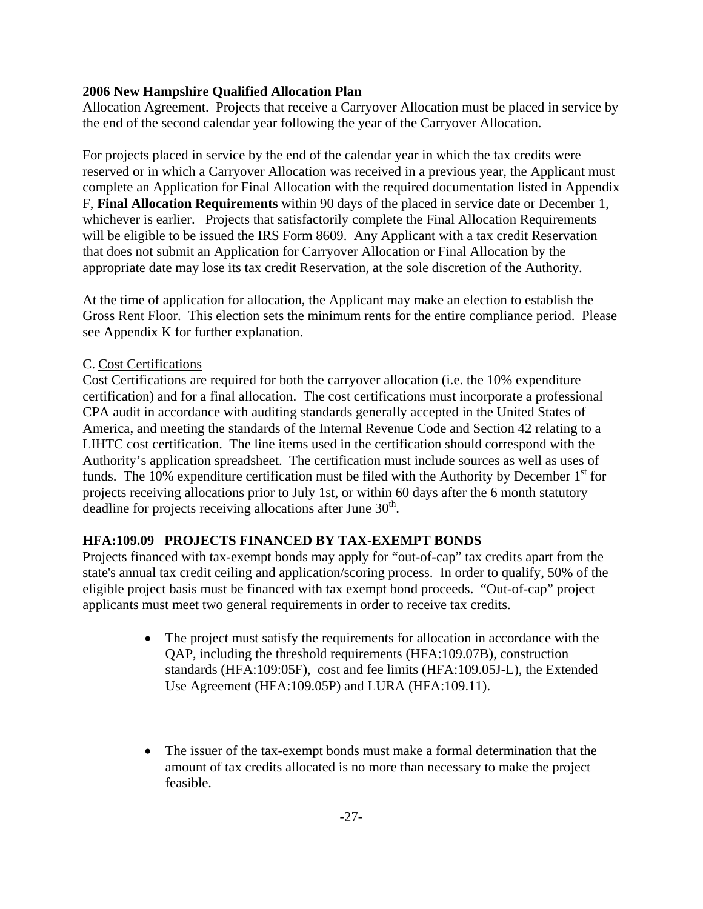Allocation Agreement. Projects that receive a Carryover Allocation must be placed in service by the end of the second calendar year following the year of the Carryover Allocation.

For projects placed in service by the end of the calendar year in which the tax credits were reserved or in which a Carryover Allocation was received in a previous year, the Applicant must complete an Application for Final Allocation with the required documentation listed in Appendix F, **Final Allocation Requirements** within 90 days of the placed in service date or December 1, whichever is earlier. Projects that satisfactorily complete the Final Allocation Requirements will be eligible to be issued the IRS Form 8609. Any Applicant with a tax credit Reservation that does not submit an Application for Carryover Allocation or Final Allocation by the appropriate date may lose its tax credit Reservation, at the sole discretion of the Authority.

At the time of application for allocation, the Applicant may make an election to establish the Gross Rent Floor. This election sets the minimum rents for the entire compliance period. Please see Appendix K for further explanation.

C. Cost Certifications

Cost Certifications are required for both the carryover allocation (i.e. the 10% expenditure certification) and for a final allocation. The cost certifications must incorporate a professional CPA audit in accordance with auditing standards generally accepted in the United States of America, and meeting the standards of the Internal Revenue Code and Section 42 relating to a LIHTC cost certification. The line items used in the certification should correspond with the Authority's application spreadsheet. The certification must include sources as well as uses of funds. The 10% expenditure certification must be filed with the Authority by December 1st for projects receiving allocations prior to July 1st, or within 60 days after the 6 month statutory deadline for projects receiving allocations after June 30th.

## HFA:109.09 PROJECTS FINANCED BY TAX-EXEMPT BONDS

Projects financed with tax-exempt bonds may apply for "out-of-cap" tax credits apart from the state's annual tax credit ceiling and application/scoring process. In order to qualify, 50% of the eligible project basis must be financed with tax exempt bond proceeds. "Out-of-cap" project applicants must meet two general requirements in order to receive tax credits.

- The project must satisfy the requirements for allocation in accordance with the QAP, including the threshold requirements (HFA:109.07B), construction standards (HFA:109:05F), cost and fee limits (HFA:109.05J-L), the Extended Use Agreement (HFA:109.05P) and LURA (HFA:109.11).

- The issuer of the tax-exempt bonds must make a formal determination that the amount of tax credits allocated is no more than necessary to make the project feasible.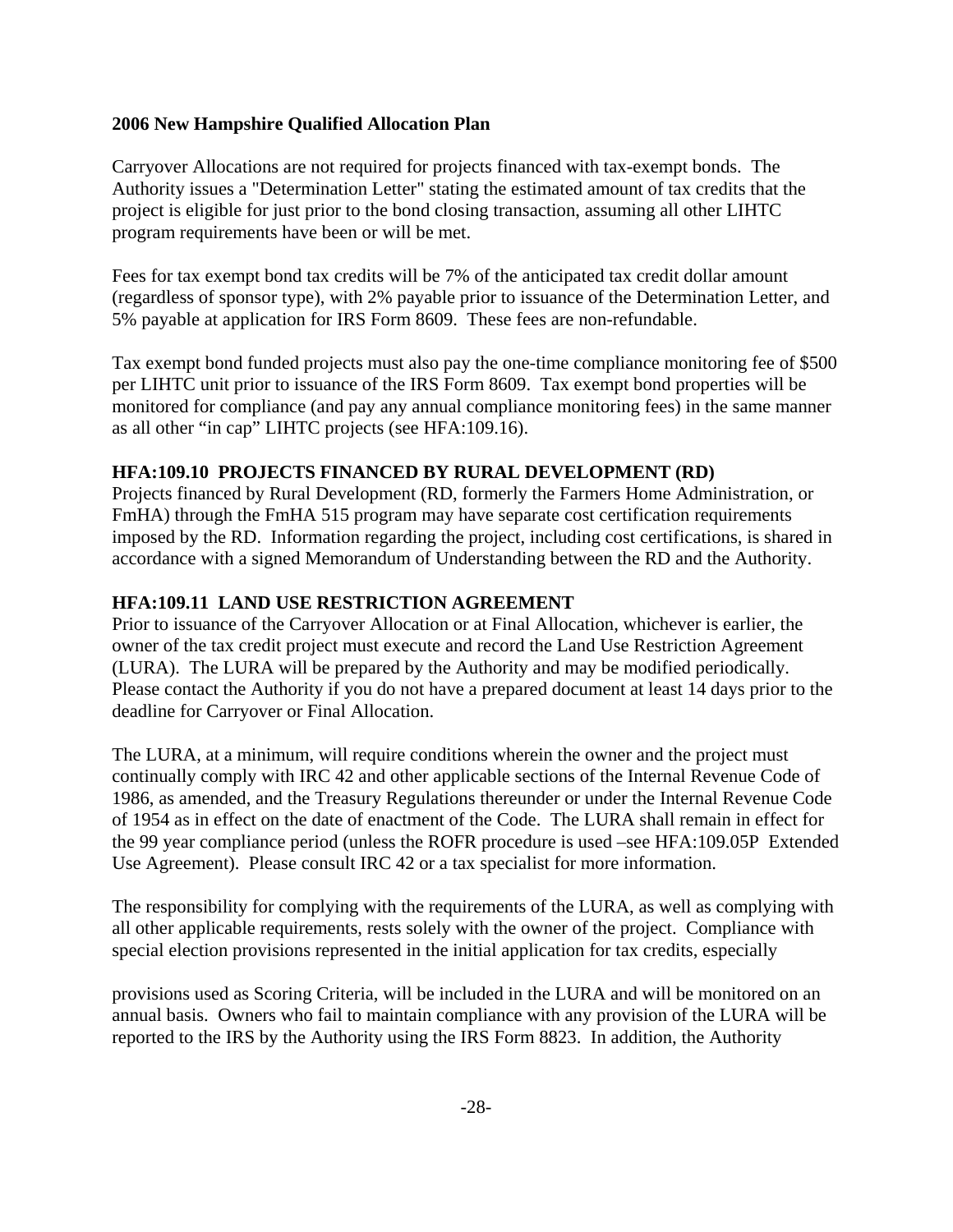**2006 New Hampshire Qualified Allocation Plan**

Carryover Allocations are not required for projects financed with tax-exempt bonds. The Authority issues a "Determination Letter" stating the estimated amount of tax credits that the project is eligible for just prior to the bond closing transaction, assuming all other LIHTC program requirements have been or will be met.

Fees for tax exempt bond tax credits will be 7% of the anticipated tax credit dollar amount (regardless of sponsor type), with 2% payable prior to issuance of the Determination Letter, and 5% payable at application for IRS Form 8609. These fees are non-refundable.

Tax exempt bond funded projects must also pay the one-time compliance monitoring fee of $500 per LIHTC unit prior to issuance of the IRS Form 8609. Tax exempt bond properties will be monitored for compliance (and pay any annual compliance monitoring fees) in the same manner as all other "in cap" LIHTC projects (see HFA:109.16).

### HFA:109.10 PROJECTS FINANCED BY RURAL DEVELOPMENT (RD)

Projects financed by Rural Development (RD, formerly the Farmers Home Administration, or FmHA) through the FmHA 515 program may have separate cost certification requirements imposed by the RD. Information regarding the project, including cost certifications, is shared in accordance with a signed Memorandum of Understanding between the RD and the Authority.

### HFA:109.11 LAND USE RESTRICTION AGREEMENT

Prior to issuance of the Carryover Allocation or at Final Allocation, whichever is earlier, the owner of the tax credit project must execute and record the Land Use Restriction Agreement (LURA). The LURA will be prepared by the Authority and may be modified periodically. Please contact the Authority if you do not have a prepared document at least 14 days prior to the deadline for Carryover or Final Allocation.

The LURA, at a minimum, will require conditions wherein the owner and the project must continually comply with IRC 42 and other applicable sections of the Internal Revenue Code of 1986, as amended, and the Treasury Regulations thereunder or under the Internal Revenue Code of 1954 as in effect on the date of enactment of the Code. The LURA shall remain in effect for the 99 year compliance period (unless the ROFR procedure is used –see HFA:109.05P Extended Use Agreement). Please consult IRC 42 or a tax specialist for more information.

The responsibility for complying with the requirements of the LURA, as well as complying with all other applicable requirements, rests solely with the owner of the project. Compliance with special election provisions represented in the initial application for tax credits, especially provisions used as Scoring Criteria, will be included in the LURA and will be monitored on an annual basis. Owners who fail to maintain compliance with any provision of the LURA will be reported to the IRS by the Authority using the IRS Form 8823. In addition, the Authority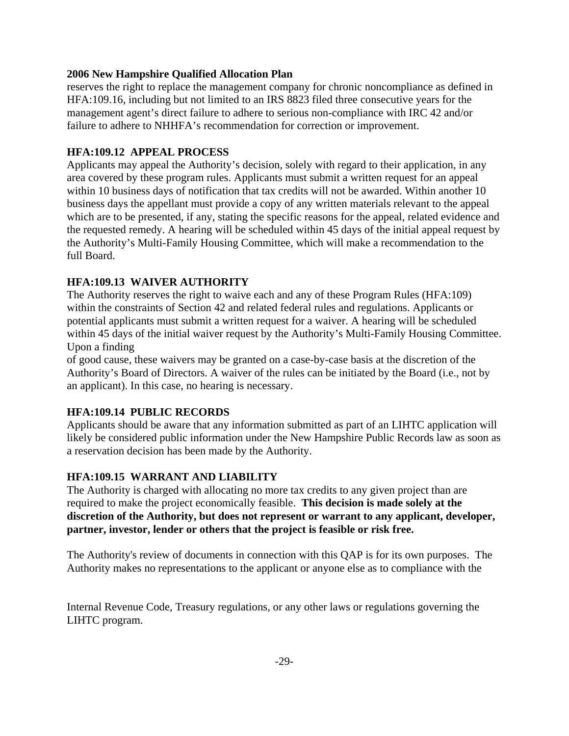reserves the right to replace the management company for chronic noncompliance as defined in HFA:109.16, including but not limited to an IRS 8823 filed three consecutive years for the management agent's direct failure to adhere to serious non-compliance with IRC 42 and/or failure to adhere to NHHFA's recommendation for correction or improvement.

### HFA:109.12 APPEAL PROCESS

Applicants may appeal the Authority's decision, solely with regard to their application, in any area covered by these program rules. Applicants must submit a written request for an appeal within 10 business days of notification that tax credits will not be awarded. Within another 10 business days the appellant must provide a copy of any written materials relevant to the appeal which are to be presented, if any, stating the specific reasons for the appeal, related evidence and the requested remedy. A hearing will be scheduled within 45 days of the initial appeal request by the Authority's Multi-Family Housing Committee, which will make a recommendation to the full Board.

### HFA:109.13 WAIVER AUTHORITY

The Authority reserves the right to waive each and any of these Program Rules (HFA:109) within the constraints of Section 42 and related federal rules and regulations. Applicants or potential applicants must submit a written request for a waiver. A hearing will be scheduled within 45 days of the initial waiver request by the Authority's Multi-Family Housing Committee. Upon a finding of good cause, these waivers may be granted on a case-by-case basis at the discretion of the Authority's Board of Directors. A waiver of the rules can be initiated by the Board (i.e., not by an applicant). In this case, no hearing is necessary.

### HFA:109.14 PUBLIC RECORDS

Applicants should be aware that any information submitted as part of an LIHTC application will likely be considered public information under the New Hampshire Public Records law as soon as a reservation decision has been made by the Authority.

### HFA:109.15 WARRANT AND LIABILITY

The Authority is charged with allocating no more tax credits to any given project than are required to make the project economically feasible. **This decision is made solely at the discretion of the Authority, but does not represent or warrant to any applicant, developer, partner, investor, lender or others that the project is feasible or risk free.**

The Authority's review of documents in connection with this QAP is for its own purposes. The Authority makes no representations to the applicant or anyone else as to compliance with the Internal Revenue Code, Treasury regulations, or any other laws or regulations governing the LIHTC program.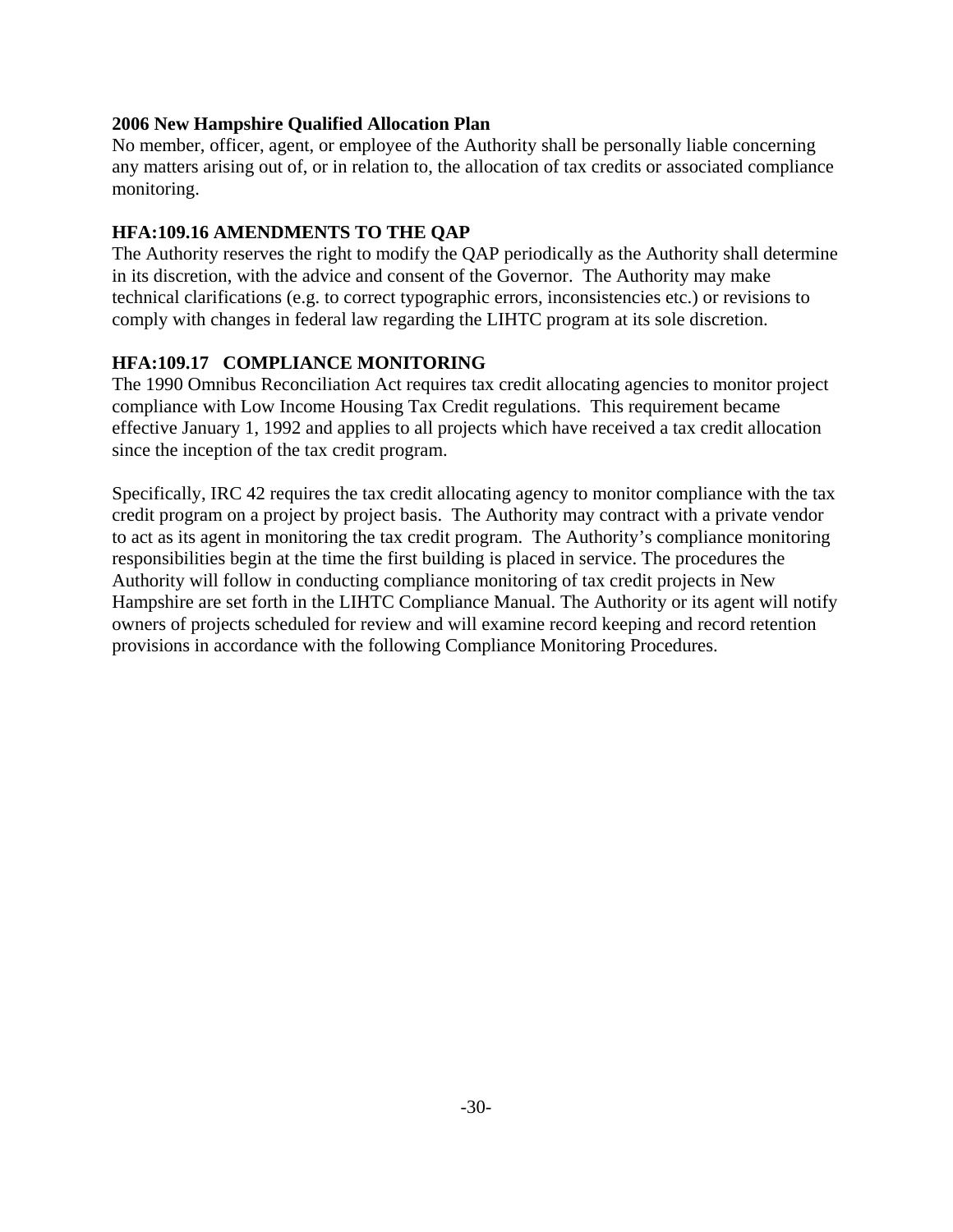No member, officer, agent, or employee of the Authority shall be personally liable concerning any matters arising out of, or in relation to, the allocation of tax credits or associated compliance monitoring.

**HFA:109.16 AMENDMENTS TO THE QAP**

The Authority reserves the right to modify the QAP periodically as the Authority shall determine in its discretion, with the advice and consent of the Governor. The Authority may make technical clarifications (e.g. to correct typographic errors, inconsistencies etc.) or revisions to comply with changes in federal law regarding the LIHTC program at its sole discretion.

**HFA:109.17 COMPLIANCE MONITORING**

The 1990 Omnibus Reconciliation Act requires tax credit allocating agencies to monitor project compliance with Low Income Housing Tax Credit regulations. This requirement became effective January 1, 1992 and applies to all projects which have received a tax credit allocation since the inception of the tax credit program.

Specifically, IRC 42 requires the tax credit allocating agency to monitor compliance with the tax credit program on a project by project basis. The Authority may contract with a private vendor to act as its agent in monitoring the tax credit program. The Authority's compliance monitoring responsibilities begin at the time the first building is placed in service. The procedures the Authority will follow in conducting compliance monitoring of tax credit projects in New Hampshire are set forth in the LIHTC Compliance Manual. The Authority or its agent will notify owners of projects scheduled for review and will examine record keeping and record retention provisions in accordance with the following Compliance Monitoring Procedures.